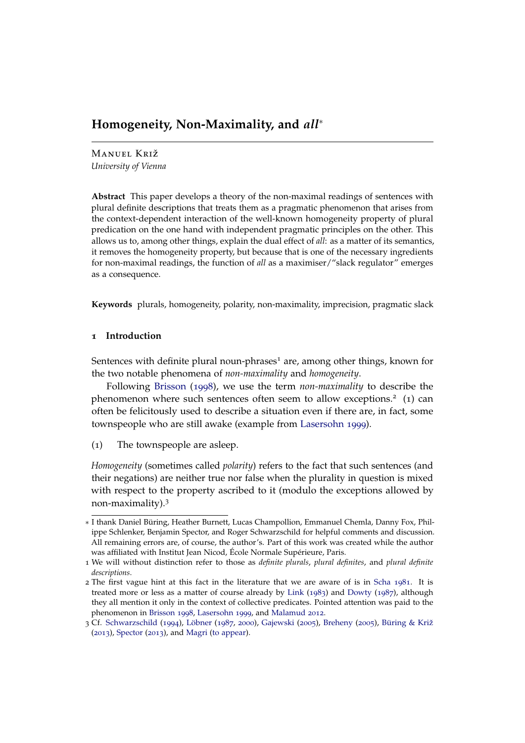# Homogeneity, Non-Maximality, and *all*[*]

Manuel Križ
*University of Vienna*

**Abstract** This paper develops a theory of the non-maximal readings of sentences with plural definite descriptions that treats them as a pragmatic phenomenon that arises from the context-dependent interaction of the well-known homogeneity property of plural predication on the one hand with independent pragmatic principles on the other. This allows us to, among other things, explain the dual effect of *all*: as a matter of its semantics, it removes the homogeneity property, but because that is one of the necessary ingredients for non-maximal readings, the function of *all* as a maximiser/"slack regulator" emerges as a consequence.

**Keywords** plurals, homogeneity, polarity, non-maximality, imprecision, pragmatic slack

## 1 Introduction

Sentences with definite plural noun-phrases[1] are, among other things, known for the two notable phenomena of *non-maximality* and *homogeneity*.

Following Brisson (1998), we use the term *non-maximality* to describe the phenomenon where such sentences often seem to allow exceptions.[2] (1) can often be felicitously used to describe a situation even if there are, in fact, some townspeople who are still awake (example from Lasersohn 1999).

(1) The townspeople are asleep.

*Homogeneity* (sometimes called *polarity*) refers to the fact that such sentences (and their negations) are neither true nor false when the plurality in question is mixed with respect to the property ascribed to it (modulo the exceptions allowed by non-maximality).[3]

---

[*] I thank Daniel Büring, Heather Burnett, Lucas Champollion, Emmanuel Chemla, Danny Fox, Philippe Schlenker, Benjamin Spector, and Roger Schwarzschild for helpful comments and discussion. All remaining errors are, of course, the author's. Part of this work was created while the author was affiliated with Institut Jean Nicod, École Normale Supérieure, Paris.

[1] We will without distinction refer to those as *definite plurals*, *plural definites*, and *plural definite descriptions*.

[2] The first vague hint at this fact in the literature that we are aware of is in Scha 1981. It is treated more or less as a matter of course already by Link (1983) and Dowty (1987), although they all mention it only in the context of collective predicates. Pointed attention was paid to the phenomenon in Brisson 1998, Lasersohn 1999, and Malamud 2012.

[3] Cf. Schwarzschild (1994), Löbner (1987, 2000), Gajewski (2005), Breheny (2005), Büring & Križ (2013), Spector (2013), and Magri (to appear).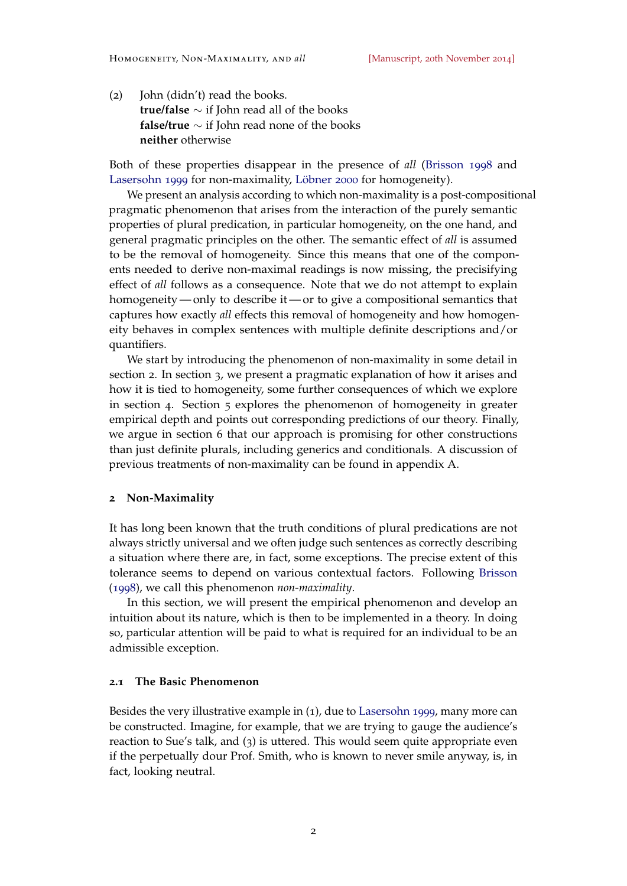(2) John (didn't) read the books.
**true/false** $\sim$ if John read all of the books
**false/true** $\sim$ if John read none of the books
**neither** otherwise

Both of these properties disappear in the presence of *all* (Brisson 1998 and Lasersohn 1999 for non-maximality, Löbner 2000 for homogeneity).

We present an analysis according to which non-maximality is a post-compositional pragmatic phenomenon that arises from the interaction of the purely semantic properties of plural predication, in particular homogeneity, on the one hand, and general pragmatic principles on the other. The semantic effect of *all* is assumed to be the removal of homogeneity. Since this means that one of the components needed to derive non-maximal readings is now missing, the precisifying effect of *all* follows as a consequence. Note that we do not attempt to explain homogeneity — only to describe it — or to give a compositional semantics that captures how exactly *all* effects this removal of homogeneity and how homogeneity behaves in complex sentences with multiple definite descriptions and/or quantifiers.

We start by introducing the phenomenon of non-maximality in some detail in section 2. In section 3, we present a pragmatic explanation of how it arises and how it is tied to homogeneity, some further consequences of which we explore in section 4. Section 5 explores the phenomenon of homogeneity in greater empirical depth and points out corresponding predictions of our theory. Finally, we argue in section 6 that our approach is promising for other constructions than just definite plurals, including generics and conditionals. A discussion of previous treatments of non-maximality can be found in appendix A.

## 2 Non-Maximality

It has long been known that the truth conditions of plural predications are not always strictly universal and we often judge such sentences as correctly describing a situation where there are, in fact, some exceptions. The precise extent of this tolerance seems to depend on various contextual factors. Following Brisson (1998), we call this phenomenon *non-maximality*.

In this section, we will present the empirical phenomenon and develop an intuition about its nature, which is then to be implemented in a theory. In doing so, particular attention will be paid to what is required for an individual to be an admissible exception.

### 2.1 The Basic Phenomenon

Besides the very illustrative example in (1), due to Lasersohn 1999, many more can be constructed. Imagine, for example, that we are trying to gauge the audience's reaction to Sue's talk, and (3) is uttered. This would seem quite appropriate even if the perpetually dour Prof. Smith, who is known to never smile anyway, is, in fact, looking neutral.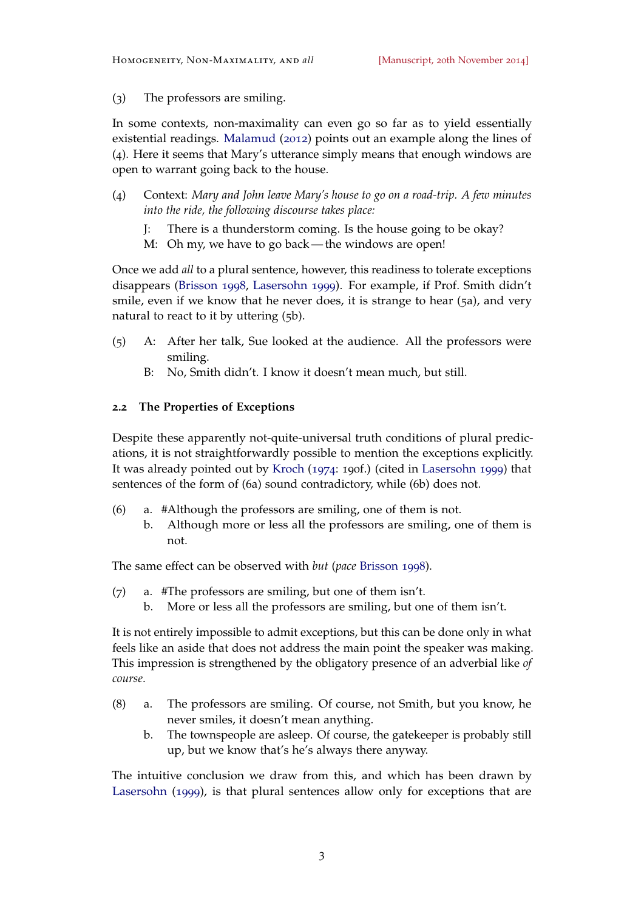(3) The professors are smiling.

In some contexts, non-maximality can even go so far as to yield essentially existential readings. Malamud (2012) points out an example along the lines of (4). Here it seems that Mary's utterance simply means that enough windows are open to warrant going back to the house.

(4) Context: *Mary and John leave Mary's house to go on a road-trip. A few minutes into the ride, the following discourse takes place:*

 J: There is a thunderstorm coming. Is the house going to be okay?
 M: Oh my, we have to go back — the windows are open!

Once we add *all* to a plural sentence, however, this readiness to tolerate exceptions disappears (Brisson 1998, Lasersohn 1999). For example, if Prof. Smith didn't smile, even if we know that he never does, it is strange to hear (5a), and very natural to react to it by uttering (5b).

(5) A: After her talk, Sue looked at the audience. All the professors were smiling.
 B: No, Smith didn't. I know it doesn't mean much, but still.

### 2.2 The Properties of Exceptions

Despite these apparently not-quite-universal truth conditions of plural predications, it is not straightforwardly possible to mention the exceptions explicitly. It was already pointed out by Kroch (1974: 190f.) (cited in Lasersohn 1999) that sentences of the form of (6a) sound contradictory, while (6b) does not.

(6) a. #Although the professors are smiling, one of them is not.
 b. Although more or less all the professors are smiling, one of them is not.

The same effect can be observed with *but* (*pace* Brisson 1998).

(7) a. #The professors are smiling, but one of them isn't.
 b. More or less all the professors are smiling, but one of them isn't.

It is not entirely impossible to admit exceptions, but this can be done only in what feels like an aside that does not address the main point the speaker was making. This impression is strengthened by the obligatory presence of an adverbial like *of course*.

(8) a. The professors are smiling. Of course, not Smith, but you know, he never smiles, it doesn't mean anything.
 b. The townspeople are asleep. Of course, the gatekeeper is probably still up, but we know that's he's always there anyway.

The intuitive conclusion we draw from this, and which has been drawn by Lasersohn (1999), is that plural sentences allow only for exceptions that are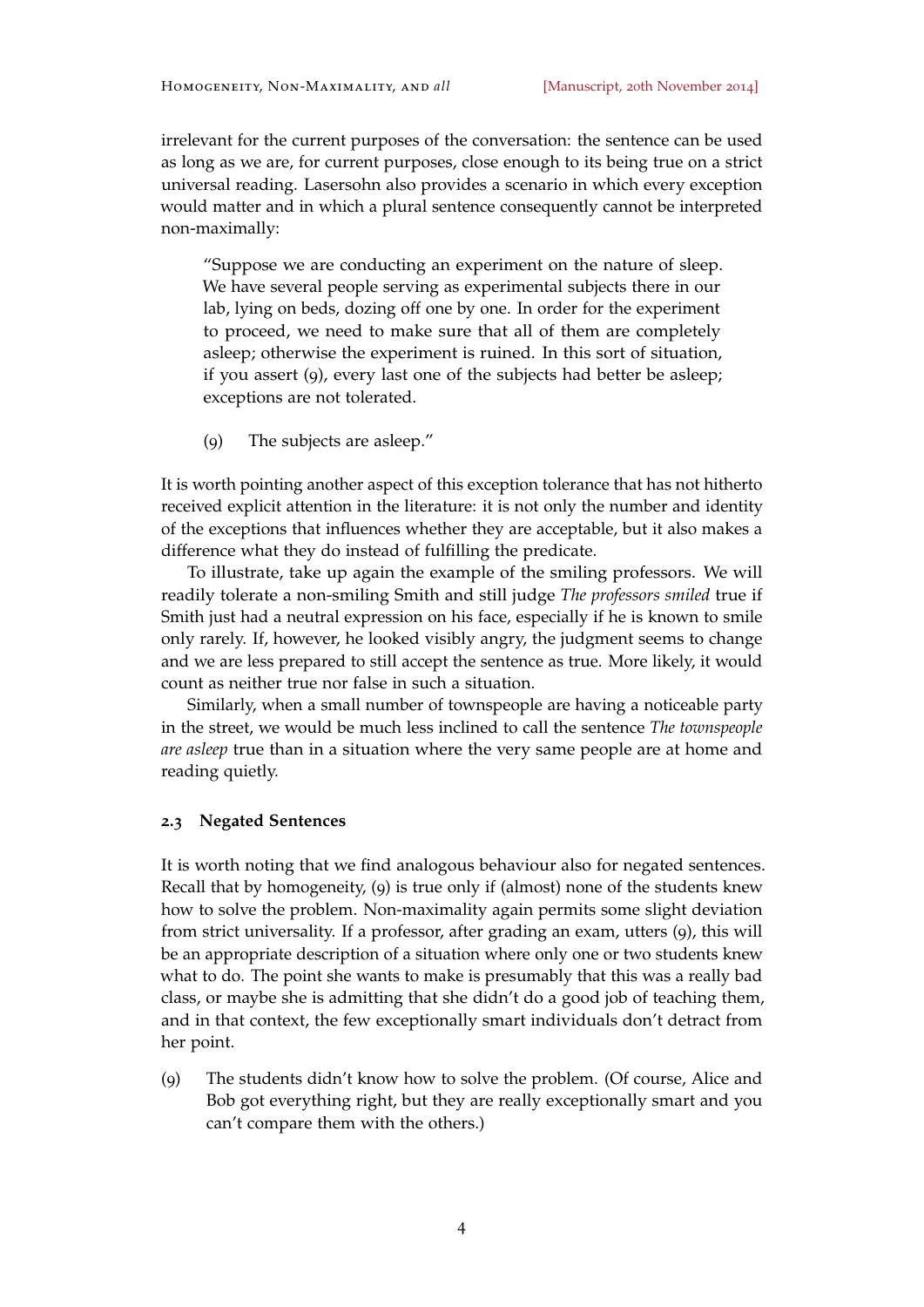irrelevant for the current purposes of the conversation: the sentence can be used as long as we are, for current purposes, close enough to its being true on a strict universal reading. Lasersohn also provides a scenario in which every exception would matter and in which a plural sentence consequently cannot be interpreted non-maximally:

> "Suppose we are conducting an experiment on the nature of sleep. We have several people serving as experimental subjects there in our lab, lying on beds, dozing off one by one. In order for the experiment to proceed, we need to make sure that all of them are completely asleep; otherwise the experiment is ruined. In this sort of situation, if you assert (9), every last one of the subjects had better be asleep; exceptions are not tolerated.
>
> (9) The subjects are asleep."

It is worth pointing another aspect of this exception tolerance that has not hitherto received explicit attention in the literature: it is not only the number and identity of the exceptions that influences whether they are acceptable, but it also makes a difference what they do instead of fulfilling the predicate.

To illustrate, take up again the example of the smiling professors. We will readily tolerate a non-smiling Smith and still judge *The professors smiled* true if Smith just had a neutral expression on his face, especially if he is known to smile only rarely. If, however, he looked visibly angry, the judgment seems to change and we are less prepared to still accept the sentence as true. More likely, it would count as neither true nor false in such a situation.

Similarly, when a small number of townspeople are having a noticeable party in the street, we would be much less inclined to call the sentence *The townspeople are asleep* true than in a situation where the very same people are at home and reading quietly.

### 2.3 Negated Sentences

It is worth noting that we find analogous behaviour also for negated sentences. Recall that by homogeneity, (9) is true only if (almost) none of the students knew how to solve the problem. Non-maximality again permits some slight deviation from strict universality. If a professor, after grading an exam, utters (9), this will be an appropriate description of a situation where only one or two students knew what to do. The point she wants to make is presumably that this was a really bad class, or maybe she is admitting that she didn't do a good job of teaching them, and in that context, the few exceptionally smart individuals don't detract from her point.

(9) The students didn't know how to solve the problem. (Of course, Alice and Bob got everything right, but they are really exceptionally smart and you can't compare them with the others.)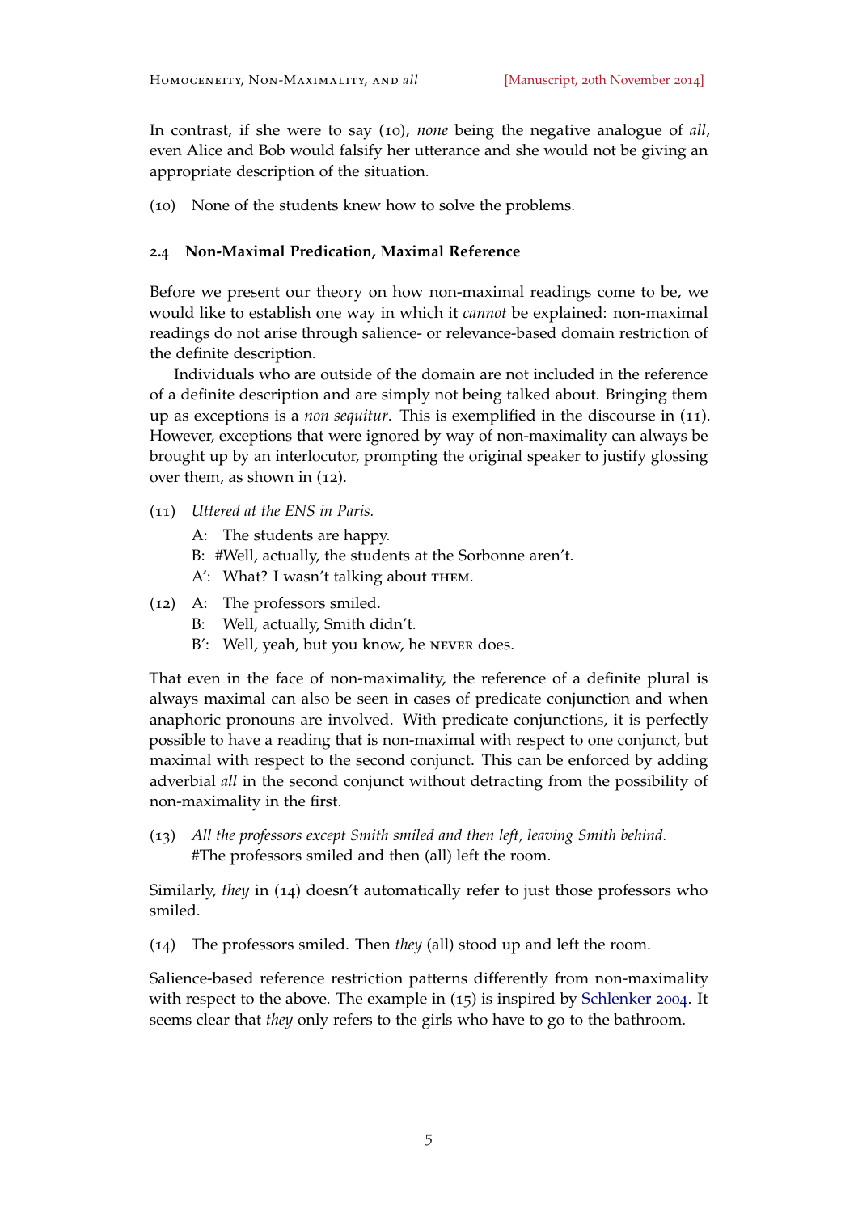In contrast, if she were to say (10), *none* being the negative analogue of *all*, even Alice and Bob would falsify her utterance and she would not be giving an appropriate description of the situation.

(10) None of the students knew how to solve the problems.

### 2.4 Non-Maximal Predication, Maximal Reference

Before we present our theory on how non-maximal readings come to be, we would like to establish one way in which it *cannot* be explained: non-maximal readings do not arise through salience- or relevance-based domain restriction of the definite description.

Individuals who are outside of the domain are not included in the reference of a definite description and are simply not being talked about. Bringing them up as exceptions is a *non sequitur*. This is exemplified in the discourse in (11). However, exceptions that were ignored by way of non-maximality can always be brought up by an interlocutor, prompting the original speaker to justify glossing over them, as shown in (12).

(11) *Uttered at the ENS in Paris.*
  A: The students are happy.
  B: #Well, actually, the students at the Sorbonne aren't.
  A′: What? I wasn't talking about THEM.

(12) A: The professors smiled.
  B: Well, actually, Smith didn't.
  B′: Well, yeah, but you know, he NEVER does.

That even in the face of non-maximality, the reference of a definite plural is always maximal can also be seen in cases of predicate conjunction and when anaphoric pronouns are involved. With predicate conjunctions, it is perfectly possible to have a reading that is non-maximal with respect to one conjunct, but maximal with respect to the second conjunct. This can be enforced by adding adverbial *all* in the second conjunct without detracting from the possibility of non-maximality in the first.

(13) *All the professors except Smith smiled and then left, leaving Smith behind.*
  #The professors smiled and then (all) left the room.

Similarly, *they* in (14) doesn't automatically refer to just those professors who smiled.

(14) The professors smiled. Then *they* (all) stood up and left the room.

Salience-based reference restriction patterns differently from non-maximality with respect to the above. The example in (15) is inspired by Schlenker 2004. It seems clear that *they* only refers to the girls who have to go to the bathroom.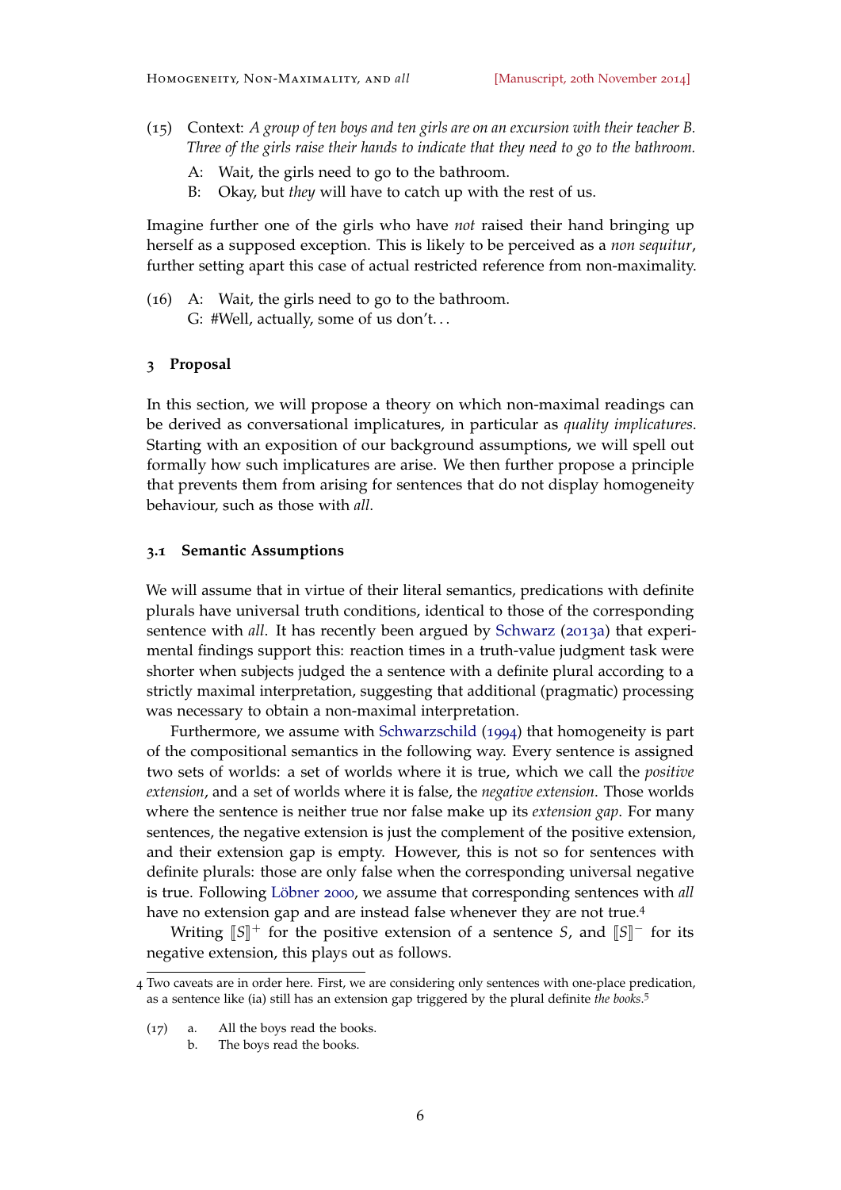(15) Context: *A group of ten boys and ten girls are on an excursion with their teacher B. Three of the girls raise their hands to indicate that they need to go to the bathroom.*

A: Wait, the girls need to go to the bathroom.
B: Okay, but *they* will have to catch up with the rest of us.

Imagine further one of the girls who have *not* raised their hand bringing up herself as a supposed exception. This is likely to be perceived as a *non sequitur*, further setting apart this case of actual restricted reference from non-maximality.

(16) A: Wait, the girls need to go to the bathroom.
G: #Well, actually, some of us don't. . .

## 3 Proposal

In this section, we will propose a theory on which non-maximal readings can be derived as conversational implicatures, in particular as *quality implicatures*. Starting with an exposition of our background assumptions, we will spell out formally how such implicatures are arise. We then further propose a principle that prevents them from arising for sentences that do not display homogeneity behaviour, such as those with *all*.

### 3.1 Semantic Assumptions

We will assume that in virtue of their literal semantics, predications with definite plurals have universal truth conditions, identical to those of the corresponding sentence with *all*. It has recently been argued by Schwarz (2013a) that experimental findings support this: reaction times in a truth-value judgment task were shorter when subjects judged the a sentence with a definite plural according to a strictly maximal interpretation, suggesting that additional (pragmatic) processing was necessary to obtain a non-maximal interpretation.

Furthermore, we assume with Schwarzschild (1994) that homogeneity is part of the compositional semantics in the following way. Every sentence is assigned two sets of worlds: a set of worlds where it is true, which we call the *positive extension*, and a set of worlds where it is false, the *negative extension*. Those worlds where the sentence is neither true nor false make up its *extension gap*. For many sentences, the negative extension is just the complement of the positive extension, and their extension gap is empty. However, this is not so for sentences with definite plurals: those are only false when the corresponding universal negative is true. Following Löbner 2000, we assume that corresponding sentences with *all* have no extension gap and are instead false whenever they are not true.[4]

Writing $[\![S]\!]^+$ for the positive extension of a sentence $S$, and $[\![S]\!]^-$ for its negative extension, this plays out as follows.

---

4 Two caveats are in order here. First, we are considering only sentences with one-place predication, as a sentence like (ia) still has an extension gap triggered by the plural definite *the books*.[5]

(17) a. All the boys read the books.
b. The boys read the books.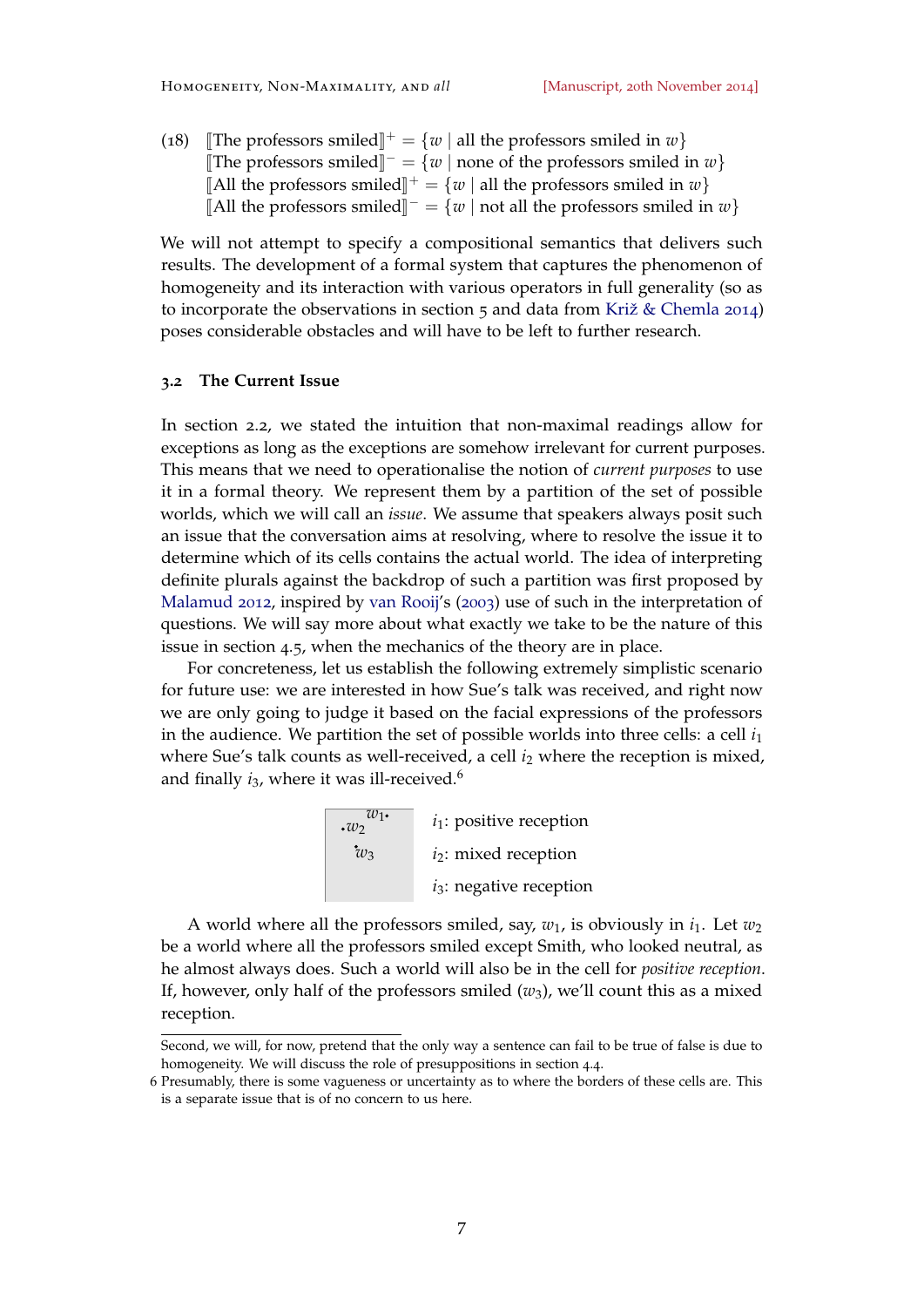(18) $[\![\text{The professors smiled}]\!]^+ = \{w \mid \text{all the professors smiled in } w\}$
$[\![\text{The professors smiled}]\!]^- = \{w \mid \text{none of the professors smiled in } w\}$
$[\![\text{All the professors smiled}]\!]^+ = \{w \mid \text{all the professors smiled in } w\}$
$[\![\text{All the professors smiled}]\!]^- = \{w \mid \text{not all the professors smiled in } w\}$

We will not attempt to specify a compositional semantics that delivers such results. The development of a formal system that captures the phenomenon of homogeneity and its interaction with various operators in full generality (so as to incorporate the observations in section 5 and data from Križ & Chemla 2014) poses considerable obstacles and will have to be left to further research.

### 3.2 The Current Issue

In section 2.2, we stated the intuition that non-maximal readings allow for exceptions as long as the exceptions are somehow irrelevant for current purposes. This means that we need to operationalise the notion of *current purposes* to use it in a formal theory. We represent them by a partition of the set of possible worlds, which we will call an *issue*. We assume that speakers always posit such an issue that the conversation aims at resolving, where to resolve the issue it to determine which of its cells contains the actual world. The idea of interpreting definite plurals against the backdrop of such a partition was first proposed by Malamud 2012, inspired by van Rooij's (2003) use of such in the interpretation of questions. We will say more about what exactly we take to be the nature of this issue in section 4.5, when the mechanics of the theory are in place.

For concreteness, let us establish the following extremely simplistic scenario for future use: we are interested in how Sue's talk was received, and right now we are only going to judge it based on the facial expressions of the professors in the audience. We partition the set of possible worlds into three cells: a cell $i_1$ where Sue's talk counts as well-received, a cell $i_2$ where the reception is mixed, and finally $i_3$, where it was ill-received.[6]

| | |
|---|---|
| $w_1$, $w_2$ | $i_1$: positive reception |
| $w_3$ | $i_2$: mixed reception |
| | $i_3$: negative reception |

A world where all the professors smiled, say, $w_1$, is obviously in $i_1$. Let $w_2$ be a world where all the professors smiled except Smith, who looked neutral, as he almost always does. Such a world will also be in the cell for *positive reception*. If, however, only half of the professors smiled ($w_3$), we'll count this as a mixed reception.

---

Second, we will, for now, pretend that the only way a sentence can fail to be true of false is due to homogeneity. We will discuss the role of presuppositions in section 4.4.

6 Presumably, there is some vagueness or uncertainty as to where the borders of these cells are. This is a separate issue that is of no concern to us here.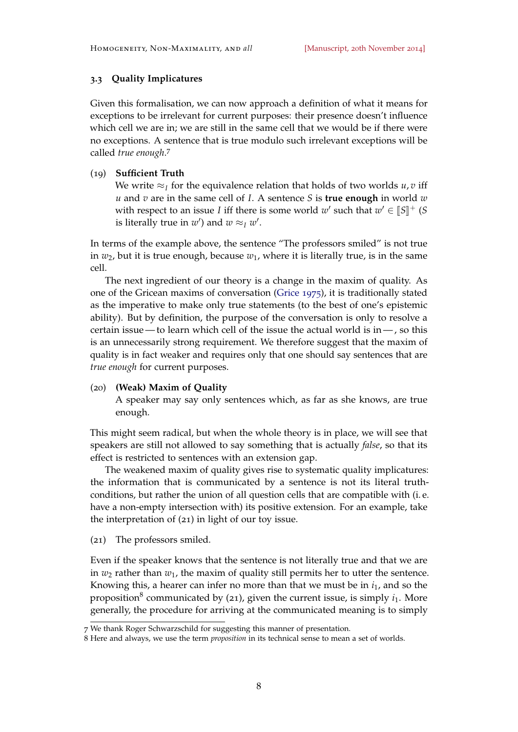### 3.3 Quality Implicatures

Given this formalisation, we can now approach a definition of what it means for exceptions to be irrelevant for current purposes: their presence doesn't influence which cell we are in; we are still in the same cell that we would be if there were no exceptions. A sentence that is true modulo such irrelevant exceptions will be called *true enough*.[7]

(19) **Sufficient Truth**
We write $\approx_I$ for the equivalence relation that holds of two worlds $u, v$ iff $u$ and $v$ are in the same cell of $I$. A sentence $S$ is **true enough** in world $w$ with respect to an issue $I$ iff there is some world $w'$ such that $w' \in [\![S]\!]^+$ ($S$ is literally true in $w'$) and $w \approx_I w'$.

In terms of the example above, the sentence "The professors smiled" is not true in $w_2$, but it is true enough, because $w_1$, where it is literally true, is in the same cell.

The next ingredient of our theory is a change in the maxim of quality. As one of the Gricean maxims of conversation (Grice 1975), it is traditionally stated as the imperative to make only true statements (to the best of one's epistemic ability). But by definition, the purpose of the conversation is only to resolve a certain issue — to learn which cell of the issue the actual world is in — , so this is an unnecessarily strong requirement. We therefore suggest that the maxim of quality is in fact weaker and requires only that one should say sentences that are *true enough* for current purposes.

(20) **(Weak) Maxim of Quality**
A speaker may say only sentences which, as far as she knows, are true enough.

This might seem radical, but when the whole theory is in place, we will see that speakers are still not allowed to say something that is actually *false*, so that its effect is restricted to sentences with an extension gap.

The weakened maxim of quality gives rise to systematic quality implicatures: the information that is communicated by a sentence is not its literal truth-conditions, but rather the union of all question cells that are compatible with (i. e. have a non-empty intersection with) its positive extension. For an example, take the interpretation of (21) in light of our toy issue.

(21) The professors smiled.

Even if the speaker knows that the sentence is not literally true and that we are in $w_2$ rather than $w_1$, the maxim of quality still permits her to utter the sentence. Knowing this, a hearer can infer no more than that we must be in $i_1$, and so the proposition[8] communicated by (21), given the current issue, is simply $i_1$. More generally, the procedure for arriving at the communicated meaning is to simply

7 We thank Roger Schwarzschild for suggesting this manner of presentation.

8 Here and always, we use the term *proposition* in its technical sense to mean a set of worlds.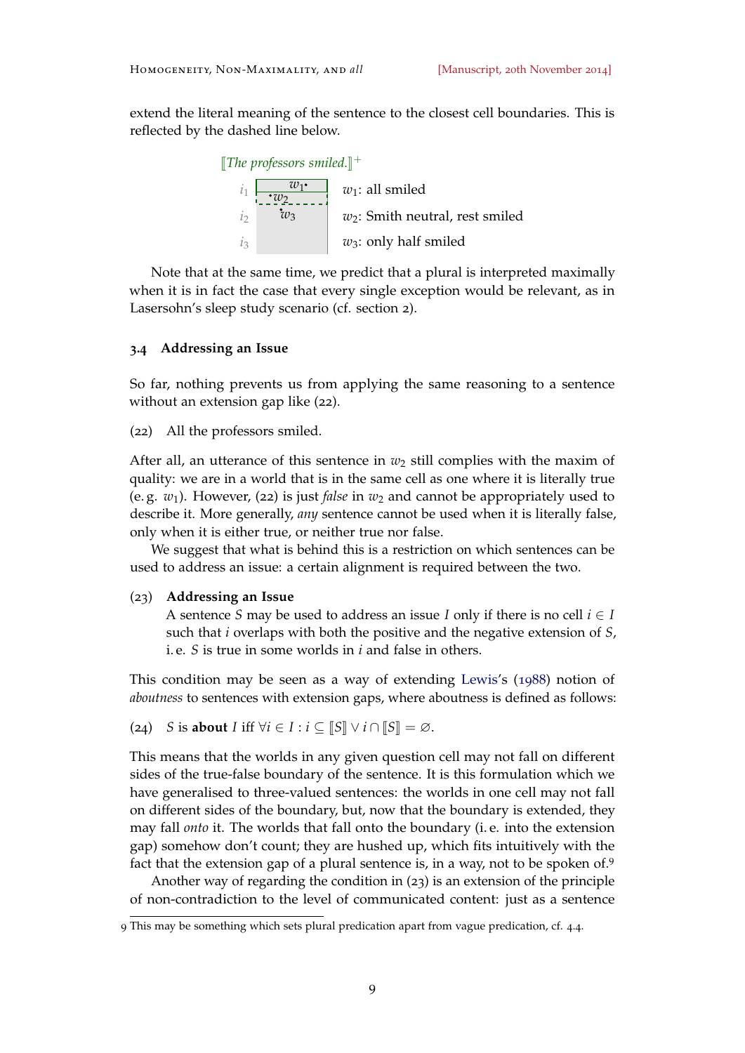extend the literal meaning of the sentence to the closest cell boundaries. This is reflected by the dashed line below.

$[\![\textit{The professors smiled.}]\!]^+$

| | | |
|---|---|---|
| $i_1$ | $w_1$ • / • $w_2$ | $w_1$: all smiled |
| $i_2$ | • $w_3$ | $w_2$: Smith neutral, rest smiled |
| $i_3$ | | $w_3$: only half smiled |

Note that at the same time, we predict that a plural is interpreted maximally when it is in fact the case that every single exception would be relevant, as in Lasersohn's sleep study scenario (cf. section 2).

### 3.4 Addressing an Issue

So far, nothing prevents us from applying the same reasoning to a sentence without an extension gap like (22).

(22) All the professors smiled.

After all, an utterance of this sentence in $w_2$ still complies with the maxim of quality: we are in a world that is in the same cell as one where it is literally true (e. g. $w_1$). However, (22) is just *false* in $w_2$ and cannot be appropriately used to describe it. More generally, *any* sentence cannot be used when it is literally false, only when it is either true, or neither true nor false.

We suggest that what is behind this is a restriction on which sentences can be used to address an issue: a certain alignment is required between the two.

(23) **Addressing an Issue**
A sentence $S$ may be used to address an issue $I$ only if there is no cell $i \in I$ such that $i$ overlaps with both the positive and the negative extension of $S$, i. e. $S$ is true in some worlds in $i$ and false in others.

This condition may be seen as a way of extending Lewis's (1988) notion of *aboutness* to sentences with extension gaps, where aboutness is defined as follows:

(24) $S$ is **about** $I$ iff $\forall i \in I : i \subseteq [\![S]\!] \vee i \cap [\![S]\!] = \varnothing$.

This means that the worlds in any given question cell may not fall on different sides of the true-false boundary of the sentence. It is this formulation which we have generalised to three-valued sentences: the worlds in one cell may not fall on different sides of the boundary, but, now that the boundary is extended, they may fall *onto* it. The worlds that fall onto the boundary (i. e. into the extension gap) somehow don't count; they are hushed up, which fits intuitively with the fact that the extension gap of a plural sentence is, in a way, not to be spoken of.[9]

Another way of regarding the condition in (23) is an extension of the principle of non-contradiction to the level of communicated content: just as a sentence

[9] This may be something which sets plural predication apart from vague predication, cf. 4.4.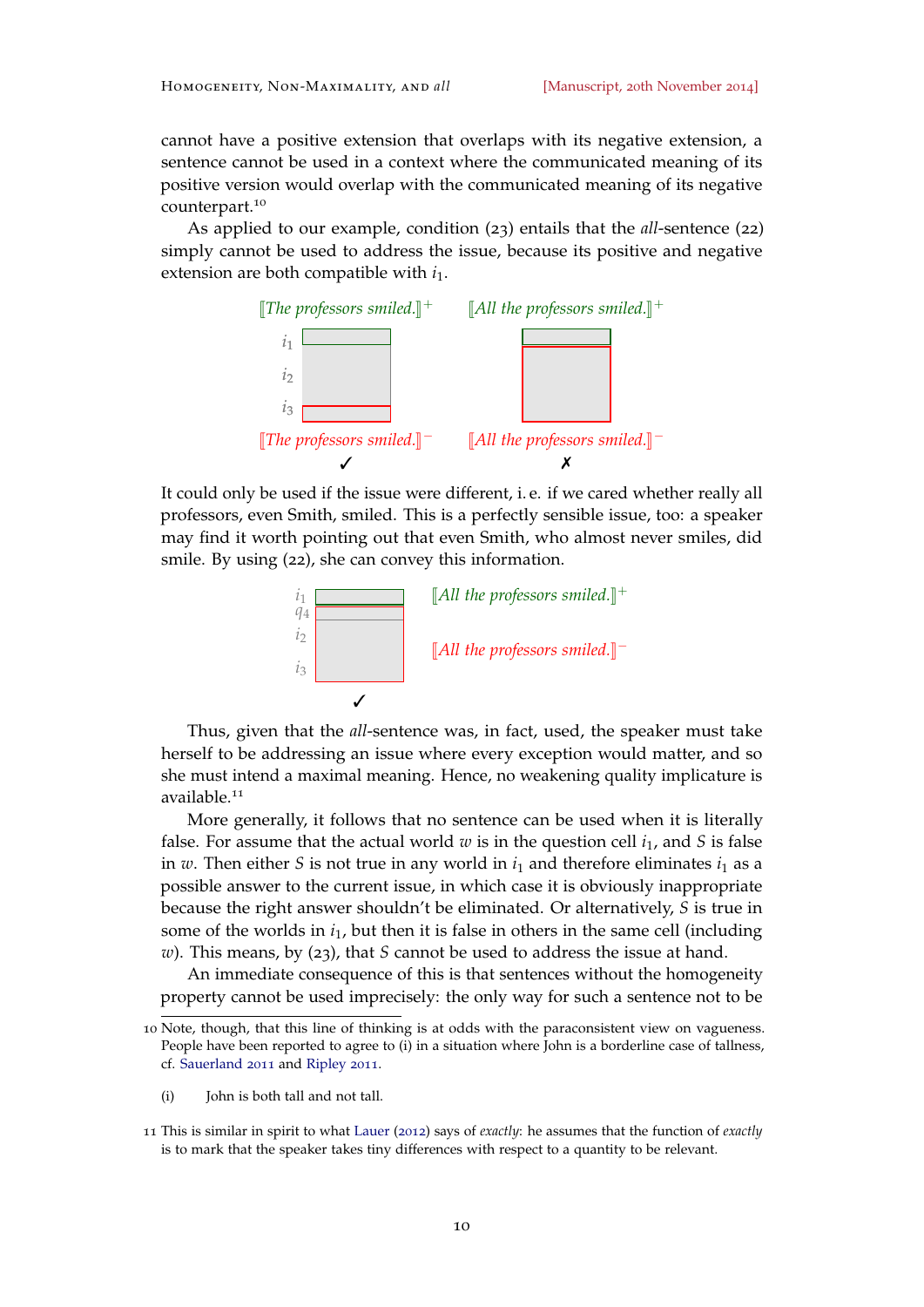cannot have a positive extension that overlaps with its negative extension, a sentence cannot be used in a context where the communicated meaning of its positive version would overlap with the communicated meaning of its negative counterpart.[10]

As applied to our example, condition (23) entails that the *all*-sentence (22) simply cannot be used to address the issue, because its positive and negative extension are both compatible with $i_1$.

⟦*The professors smiled.*⟧$^+$ ⟦*All the professors smiled.*⟧$^+$

$i_1$

$i_2$

$i_3$

⟦*The professors smiled.*⟧$^-$ ⟦*All the professors smiled.*⟧$^-$

✓ ✗

It could only be used if the issue were different, i. e. if we cared whether really all professors, even Smith, smiled. This is a perfectly sensible issue, too: a speaker may find it worth pointing out that even Smith, who almost never smiles, did smile. By using (22), she can convey this information.

$i_1$ $q_4$ $i_2$ $i_3$

⟦*All the professors smiled.*⟧$^+$

⟦*All the professors smiled.*⟧$^-$

✓

Thus, given that the *all*-sentence was, in fact, used, the speaker must take herself to be addressing an issue where every exception would matter, and so she must intend a maximal meaning. Hence, no weakening quality implicature is available.[11]

More generally, it follows that no sentence can be used when it is literally false. For assume that the actual world $w$ is in the question cell $i_1$, and $S$ is false in $w$. Then either $S$ is not true in any world in $i_1$ and therefore eliminates $i_1$ as a possible answer to the current issue, in which case it is obviously inappropriate because the right answer shouldn't be eliminated. Or alternatively, $S$ is true in some of the worlds in $i_1$, but then it is false in others in the same cell (including $w$). This means, by (23), that $S$ cannot be used to address the issue at hand.

An immediate consequence of this is that sentences without the homogeneity property cannot be used imprecisely: the only way for such a sentence not to be

---

10 Note, though, that this line of thinking is at odds with the paraconsistent view on vagueness. People have been reported to agree to (i) in a situation where John is a borderline case of tallness, cf. Sauerland 2011 and Ripley 2011.

(i) John is both tall and not tall.

11 This is similar in spirit to what Lauer (2012) says of *exactly*: he assumes that the function of *exactly* is to mark that the speaker takes tiny differences with respect to a quantity to be relevant.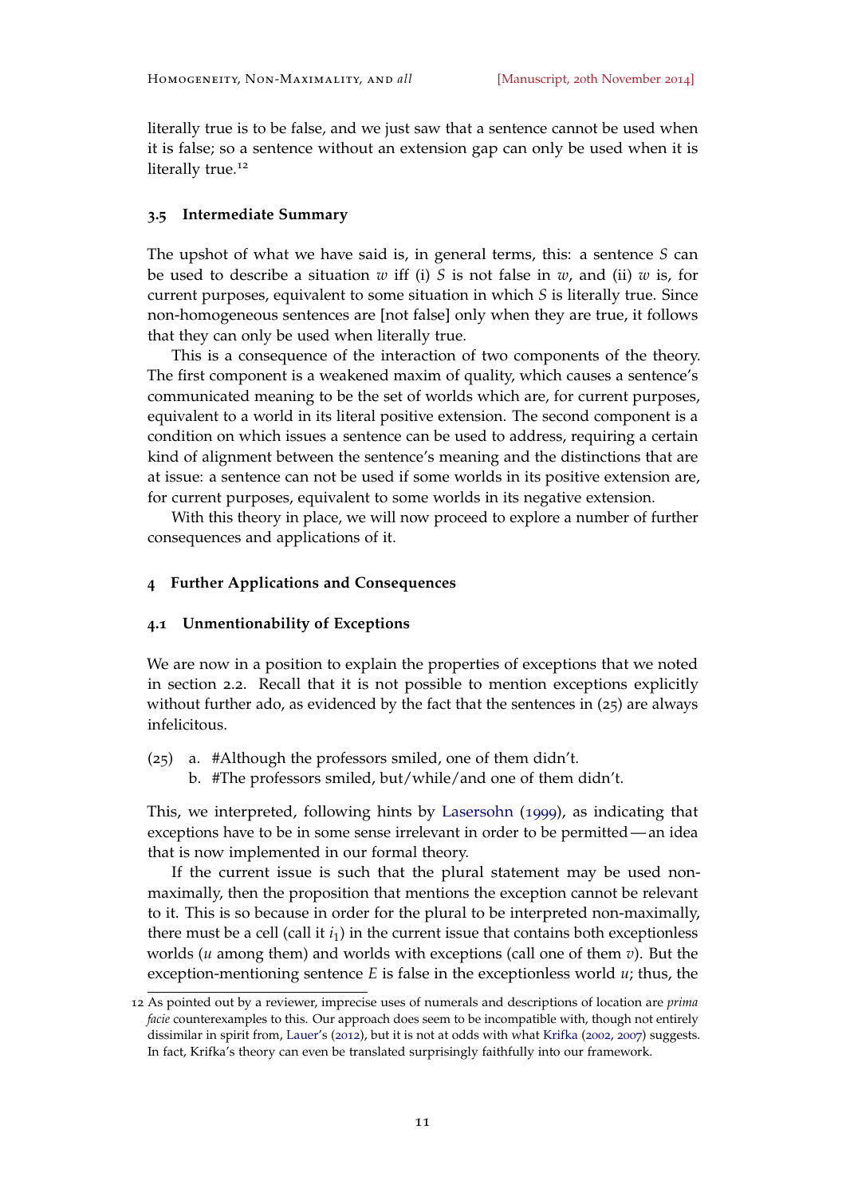literally true is to be false, and we just saw that a sentence cannot be used when it is false; so a sentence without an extension gap can only be used when it is literally true.[12]

### 3.5 Intermediate Summary

The upshot of what we have said is, in general terms, this: a sentence $S$ can be used to describe a situation $w$ iff (i) $S$ is not false in $w$, and (ii) $w$ is, for current purposes, equivalent to some situation in which $S$ is literally true. Since non-homogeneous sentences are [not false] only when they are true, it follows that they can only be used when literally true.

This is a consequence of the interaction of two components of the theory. The first component is a weakened maxim of quality, which causes a sentence's communicated meaning to be the set of worlds which are, for current purposes, equivalent to a world in its literal positive extension. The second component is a condition on which issues a sentence can be used to address, requiring a certain kind of alignment between the sentence's meaning and the distinctions that are at issue: a sentence can not be used if some worlds in its positive extension are, for current purposes, equivalent to some worlds in its negative extension.

With this theory in place, we will now proceed to explore a number of further consequences and applications of it.

## 4 Further Applications and Consequences

### 4.1 Unmentionability of Exceptions

We are now in a position to explain the properties of exceptions that we noted in section 2.2. Recall that it is not possible to mention exceptions explicitly without further ado, as evidenced by the fact that the sentences in (25) are always infelicitous.

(25) a. #Although the professors smiled, one of them didn't.
  b. #The professors smiled, but/while/and one of them didn't.

This, we interpreted, following hints by Lasersohn (1999), as indicating that exceptions have to be in some sense irrelevant in order to be permitted — an idea that is now implemented in our formal theory.

If the current issue is such that the plural statement may be used non-maximally, then the proposition that mentions the exception cannot be relevant to it. This is so because in order for the plural to be interpreted non-maximally, there must be a cell (call it $i_1$) in the current issue that contains both exceptionless worlds ($u$ among them) and worlds with exceptions (call one of them $v$). But the exception-mentioning sentence $E$ is false in the exceptionless world $u$; thus, the

12 As pointed out by a reviewer, imprecise uses of numerals and descriptions of location are *prima facie* counterexamples to this. Our approach does seem to be incompatible with, though not entirely dissimilar in spirit from, Lauer's (2012), but it is not at odds with what Krifka (2002, 2007) suggests. In fact, Krifka's theory can even be translated surprisingly faithfully into our framework.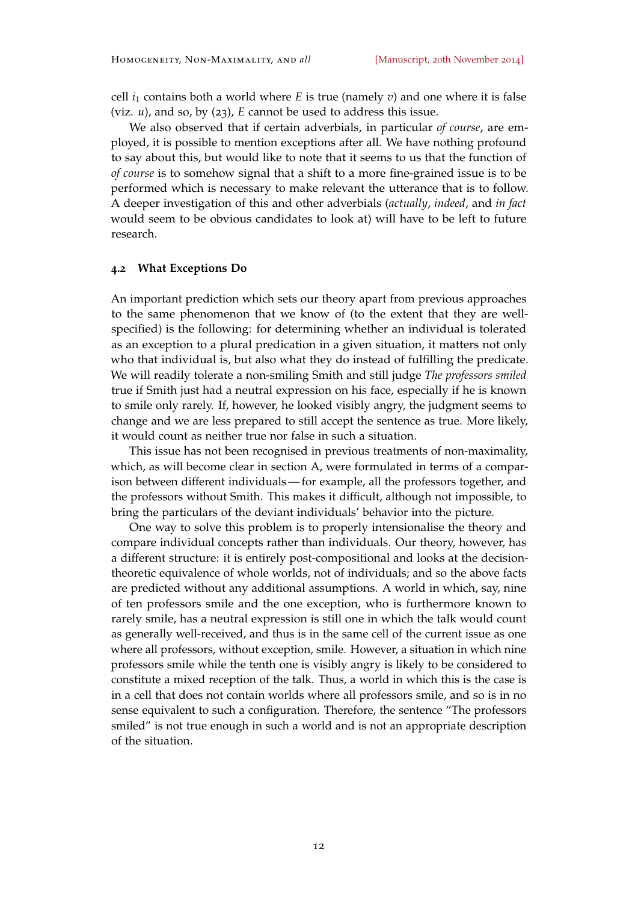cell $i_1$ contains both a world where $E$ is true (namely $v$) and one where it is false (viz. $u$), and so, by (23), $E$ cannot be used to address this issue.

We also observed that if certain adverbials, in particular *of course*, are employed, it is possible to mention exceptions after all. We have nothing profound to say about this, but would like to note that it seems to us that the function of *of course* is to somehow signal that a shift to a more fine-grained issue is to be performed which is necessary to make relevant the utterance that is to follow. A deeper investigation of this and other adverbials (*actually*, *indeed*, and *in fact* would seem to be obvious candidates to look at) will have to be left to future research.

### 4.2 What Exceptions Do

An important prediction which sets our theory apart from previous approaches to the same phenomenon that we know of (to the extent that they are well-specified) is the following: for determining whether an individual is tolerated as an exception to a plural predication in a given situation, it matters not only who that individual is, but also what they do instead of fulfilling the predicate. We will readily tolerate a non-smiling Smith and still judge *The professors smiled* true if Smith just had a neutral expression on his face, especially if he is known to smile only rarely. If, however, he looked visibly angry, the judgment seems to change and we are less prepared to still accept the sentence as true. More likely, it would count as neither true nor false in such a situation.

This issue has not been recognised in previous treatments of non-maximality, which, as will become clear in section A, were formulated in terms of a comparison between different individuals — for example, all the professors together, and the professors without Smith. This makes it difficult, although not impossible, to bring the particulars of the deviant individuals' behavior into the picture.

One way to solve this problem is to properly intensionalise the theory and compare individual concepts rather than individuals. Our theory, however, has a different structure: it is entirely post-compositional and looks at the decision-theoretic equivalence of whole worlds, not of individuals; and so the above facts are predicted without any additional assumptions. A world in which, say, nine of ten professors smile and the one exception, who is furthermore known to rarely smile, has a neutral expression is still one in which the talk would count as generally well-received, and thus is in the same cell of the current issue as one where all professors, without exception, smile. However, a situation in which nine professors smile while the tenth one is visibly angry is likely to be considered to constitute a mixed reception of the talk. Thus, a world in which this is the case is in a cell that does not contain worlds where all professors smile, and so is in no sense equivalent to such a configuration. Therefore, the sentence "The professors smiled" is not true enough in such a world and is not an appropriate description of the situation.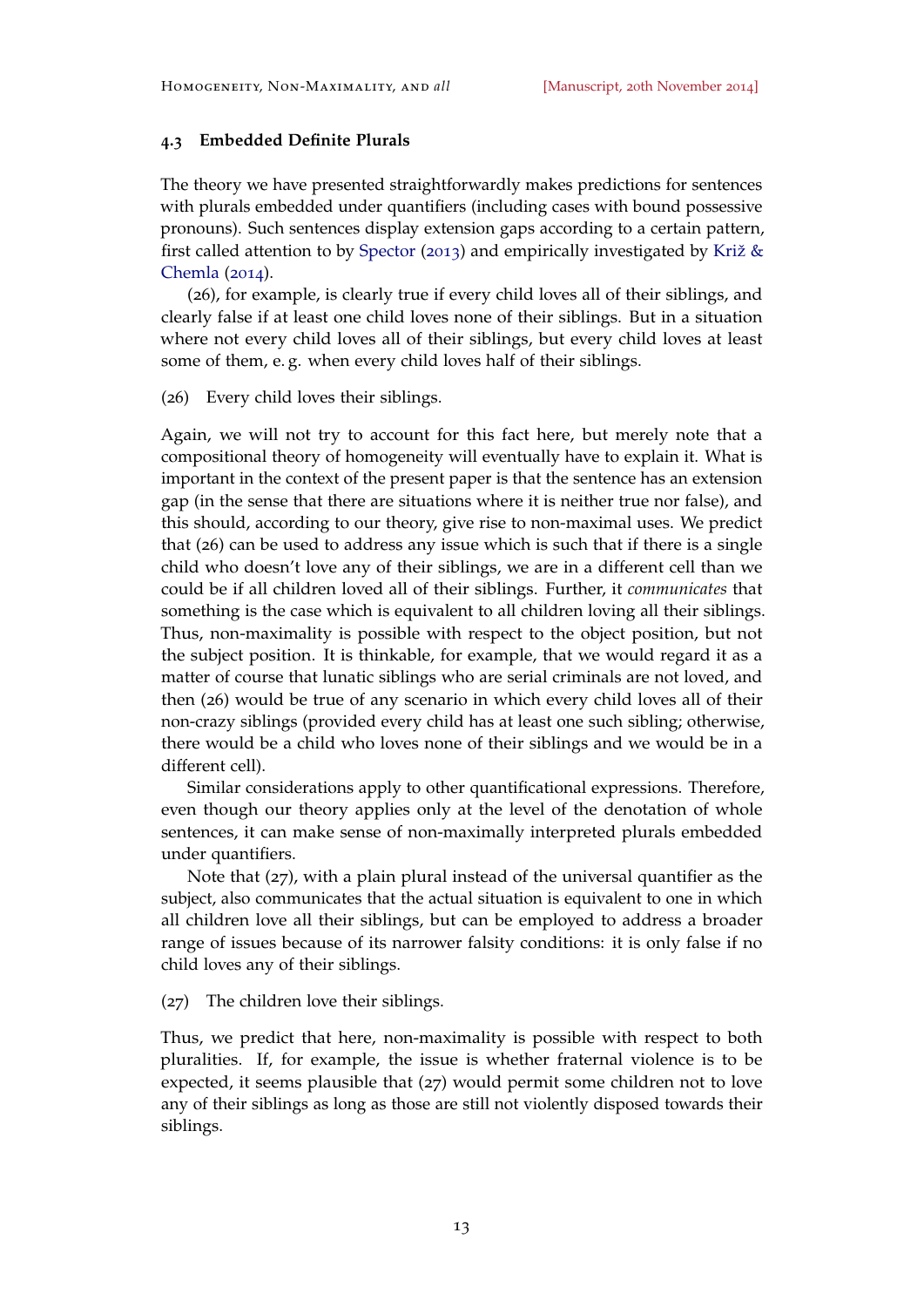### 4.3 Embedded Definite Plurals

The theory we have presented straightforwardly makes predictions for sentences with plurals embedded under quantifiers (including cases with bound possessive pronouns). Such sentences display extension gaps according to a certain pattern, first called attention to by Spector (2013) and empirically investigated by Križ & Chemla (2014).

(26), for example, is clearly true if every child loves all of their siblings, and clearly false if at least one child loves none of their siblings. But in a situation where not every child loves all of their siblings, but every child loves at least some of them, e. g. when every child loves half of their siblings.

(26) Every child loves their siblings.

Again, we will not try to account for this fact here, but merely note that a compositional theory of homogeneity will eventually have to explain it. What is important in the context of the present paper is that the sentence has an extension gap (in the sense that there are situations where it is neither true nor false), and this should, according to our theory, give rise to non-maximal uses. We predict that (26) can be used to address any issue which is such that if there is a single child who doesn't love any of their siblings, we are in a different cell than we could be if all children loved all of their siblings. Further, it *communicates* that something is the case which is equivalent to all children loving all their siblings. Thus, non-maximality is possible with respect to the object position, but not the subject position. It is thinkable, for example, that we would regard it as a matter of course that lunatic siblings who are serial criminals are not loved, and then (26) would be true of any scenario in which every child loves all of their non-crazy siblings (provided every child has at least one such sibling; otherwise, there would be a child who loves none of their siblings and we would be in a different cell).

Similar considerations apply to other quantificational expressions. Therefore, even though our theory applies only at the level of the denotation of whole sentences, it can make sense of non-maximally interpreted plurals embedded under quantifiers.

Note that (27), with a plain plural instead of the universal quantifier as the subject, also communicates that the actual situation is equivalent to one in which all children love all their siblings, but can be employed to address a broader range of issues because of its narrower falsity conditions: it is only false if no child loves any of their siblings.

(27) The children love their siblings.

Thus, we predict that here, non-maximality is possible with respect to both pluralities. If, for example, the issue is whether fraternal violence is to be expected, it seems plausible that (27) would permit some children not to love any of their siblings as long as those are still not violently disposed towards their siblings.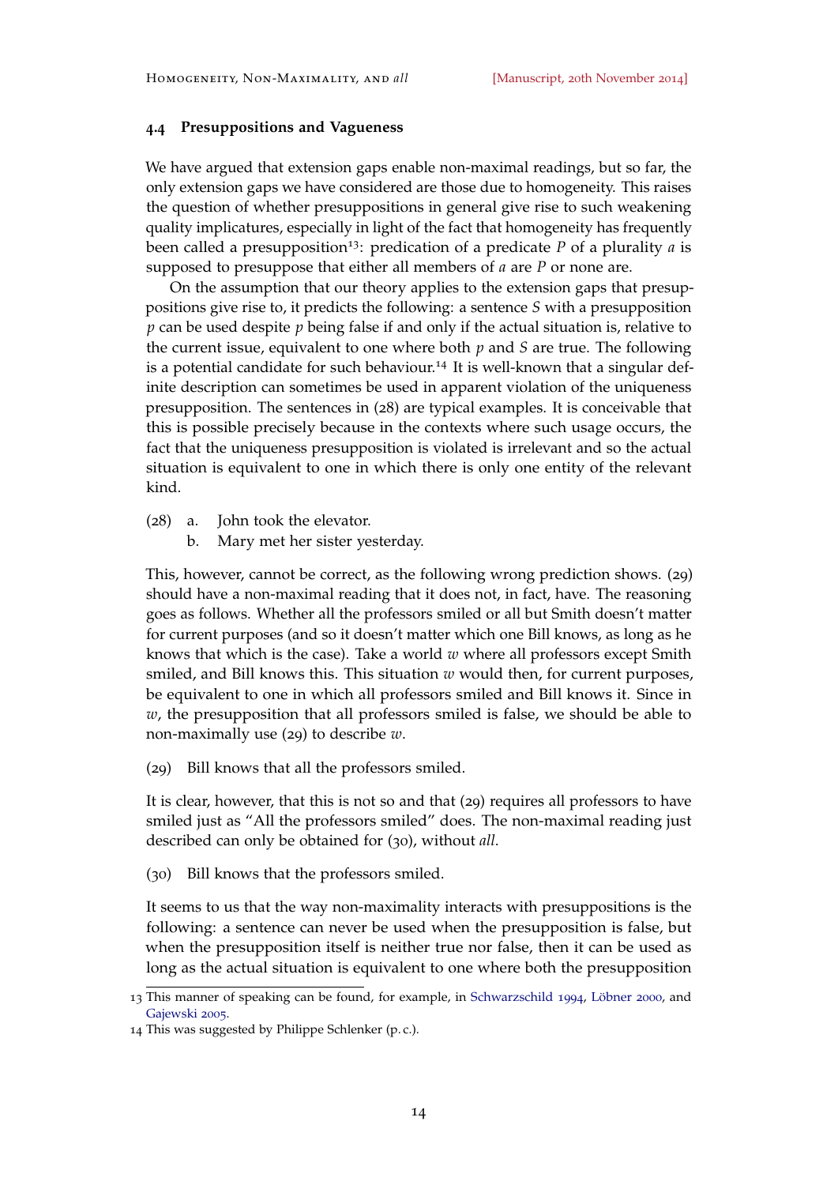### 4.4 Presuppositions and Vagueness

We have argued that extension gaps enable non-maximal readings, but so far, the only extension gaps we have considered are those due to homogeneity. This raises the question of whether presuppositions in general give rise to such weakening quality implicatures, especially in light of the fact that homogeneity has frequently been called a presupposition[13]: predication of a predicate $P$ of a plurality $a$ is supposed to presuppose that either all members of $a$ are $P$ or none are.

On the assumption that our theory applies to the extension gaps that presuppositions give rise to, it predicts the following: a sentence $S$ with a presupposition $p$ can be used despite $p$ being false if and only if the actual situation is, relative to the current issue, equivalent to one where both $p$ and $S$ are true. The following is a potential candidate for such behaviour.[14] It is well-known that a singular definite description can sometimes be used in apparent violation of the uniqueness presupposition. The sentences in (28) are typical examples. It is conceivable that this is possible precisely because in the contexts where such usage occurs, the fact that the uniqueness presupposition is violated is irrelevant and so the actual situation is equivalent to one in which there is only one entity of the relevant kind.

(28) a. John took the elevator.
 b. Mary met her sister yesterday.

This, however, cannot be correct, as the following wrong prediction shows. (29) should have a non-maximal reading that it does not, in fact, have. The reasoning goes as follows. Whether all the professors smiled or all but Smith doesn't matter for current purposes (and so it doesn't matter which one Bill knows, as long as he knows that which is the case). Take a world $w$ where all professors except Smith smiled, and Bill knows this. This situation $w$ would then, for current purposes, be equivalent to one in which all professors smiled and Bill knows it. Since in $w$, the presupposition that all professors smiled is false, we should be able to non-maximally use (29) to describe $w$.

(29) Bill knows that all the professors smiled.

It is clear, however, that this is not so and that (29) requires all professors to have smiled just as "All the professors smiled" does. The non-maximal reading just described can only be obtained for (30), without *all*.

(30) Bill knows that the professors smiled.

It seems to us that the way non-maximality interacts with presuppositions is the following: a sentence can never be used when the presupposition is false, but when the presupposition itself is neither true nor false, then it can be used as long as the actual situation is equivalent to one where both the presupposition

---

13 This manner of speaking can be found, for example, in Schwarzschild 1994, Löbner 2000, and Gajewski 2005.

14 This was suggested by Philippe Schlenker (p. c.).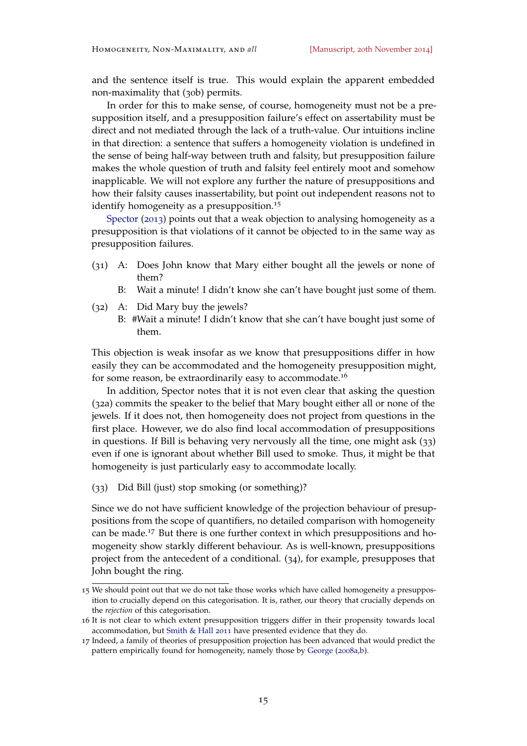and the sentence itself is true. This would explain the apparent embedded non-maximality that (30b) permits.

In order for this to make sense, of course, homogeneity must not be a presupposition itself, and a presupposition failure's effect on assertability must be direct and not mediated through the lack of a truth-value. Our intuitions incline in that direction: a sentence that suffers a homogeneity violation is undefined in the sense of being half-way between truth and falsity, but presupposition failure makes the whole question of truth and falsity feel entirely moot and somehow inapplicable. We will not explore any further the nature of presuppositions and how their falsity causes inassertability, but point out independent reasons not to identify homogeneity as a presupposition.[15]

Spector (2013) points out that a weak objection to analysing homogeneity as a presupposition is that violations of it cannot be objected to in the same way as presupposition failures.

(31) A: Does John know that Mary either bought all the jewels or none of them?
  B: Wait a minute! I didn't know she can't have bought just some of them.

(32) A: Did Mary buy the jewels?
  B: #Wait a minute! I didn't know that she can't have bought just some of them.

This objection is weak insofar as we know that presuppositions differ in how easily they can be accommodated and the homogeneity presupposition might, for some reason, be extraordinarily easy to accommodate.[16]

In addition, Spector notes that it is not even clear that asking the question (32a) commits the speaker to the belief that Mary bought either all or none of the jewels. If it does not, then homogeneity does not project from questions in the first place. However, we do also find local accommodation of presuppositions in questions. If Bill is behaving very nervously all the time, one might ask (33) even if one is ignorant about whether Bill used to smoke. Thus, it might be that homogeneity is just particularly easy to accommodate locally.

(33) Did Bill (just) stop smoking (or something)?

Since we do not have sufficient knowledge of the projection behaviour of presuppositions from the scope of quantifiers, no detailed comparison with homogeneity can be made.[17] But there is one further context in which presuppositions and homogeneity show starkly different behaviour. As is well-known, presuppositions project from the antecedent of a conditional. (34), for example, presupposes that John bought the ring.

---

15 We should point out that we do not take those works which have called homogeneity a presupposition to crucially depend on this categorisation. It is, rather, our theory that crucially depends on the *rejection* of this categorisation.

16 It is not clear to which extent presupposition triggers differ in their propensity towards local accommodation, but Smith & Hall 2011 have presented evidence that they do.

17 Indeed, a family of theories of presupposition projection has been advanced that would predict the pattern empirically found for homogeneity, namely those by George (2008a,b).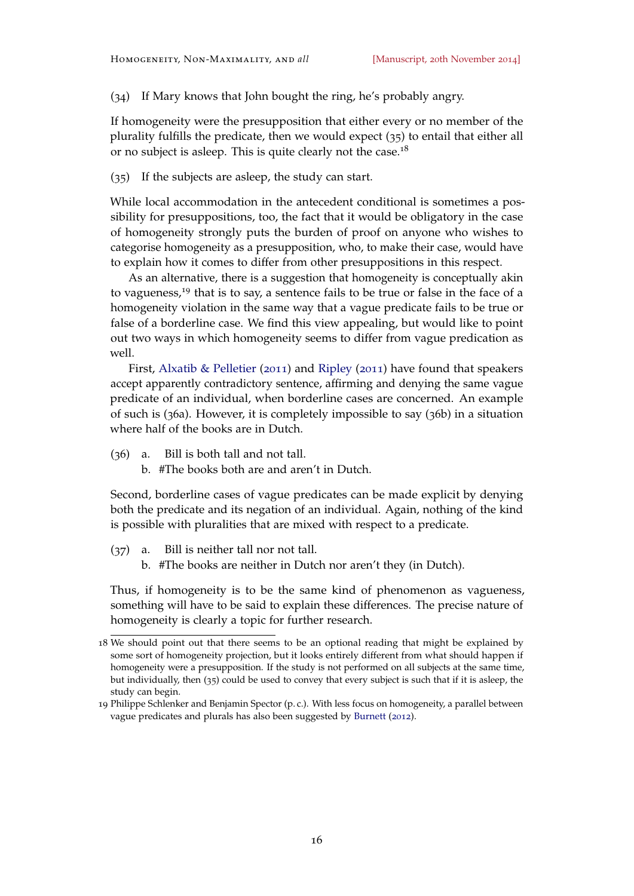(34) If Mary knows that John bought the ring, he's probably angry.

If homogeneity were the presupposition that either every or no member of the plurality fulfills the predicate, then we would expect (35) to entail that either all or no subject is asleep. This is quite clearly not the case.[18]

(35) If the subjects are asleep, the study can start.

While local accommodation in the antecedent conditional is sometimes a possibility for presuppositions, too, the fact that it would be obligatory in the case of homogeneity strongly puts the burden of proof on anyone who wishes to categorise homogeneity as a presupposition, who, to make their case, would have to explain how it comes to differ from other presuppositions in this respect.

As an alternative, there is a suggestion that homogeneity is conceptually akin to vagueness,[19] that is to say, a sentence fails to be true or false in the face of a homogeneity violation in the same way that a vague predicate fails to be true or false of a borderline case. We find this view appealing, but would like to point out two ways in which homogeneity seems to differ from vague predication as well.

First, Alxatib & Pelletier (2011) and Ripley (2011) have found that speakers accept apparently contradictory sentence, affirming and denying the same vague predicate of an individual, when borderline cases are concerned. An example of such is (36a). However, it is completely impossible to say (36b) in a situation where half of the books are in Dutch.

(36) a. Bill is both tall and not tall.
     b. #The books both are and aren't in Dutch.

Second, borderline cases of vague predicates can be made explicit by denying both the predicate and its negation of an individual. Again, nothing of the kind is possible with pluralities that are mixed with respect to a predicate.

(37) a. Bill is neither tall nor not tall.
     b. #The books are neither in Dutch nor aren't they (in Dutch).

Thus, if homogeneity is to be the same kind of phenomenon as vagueness, something will have to be said to explain these differences. The precise nature of homogeneity is clearly a topic for further research.

---

18 We should point out that there seems to be an optional reading that might be explained by some sort of homogeneity projection, but it looks entirely different from what should happen if homogeneity were a presupposition. If the study is not performed on all subjects at the same time, but individually, then (35) could be used to convey that every subject is such that if it is asleep, the study can begin.

19 Philippe Schlenker and Benjamin Spector (p. c.). With less focus on homogeneity, a parallel between vague predicates and plurals has also been suggested by Burnett (2012).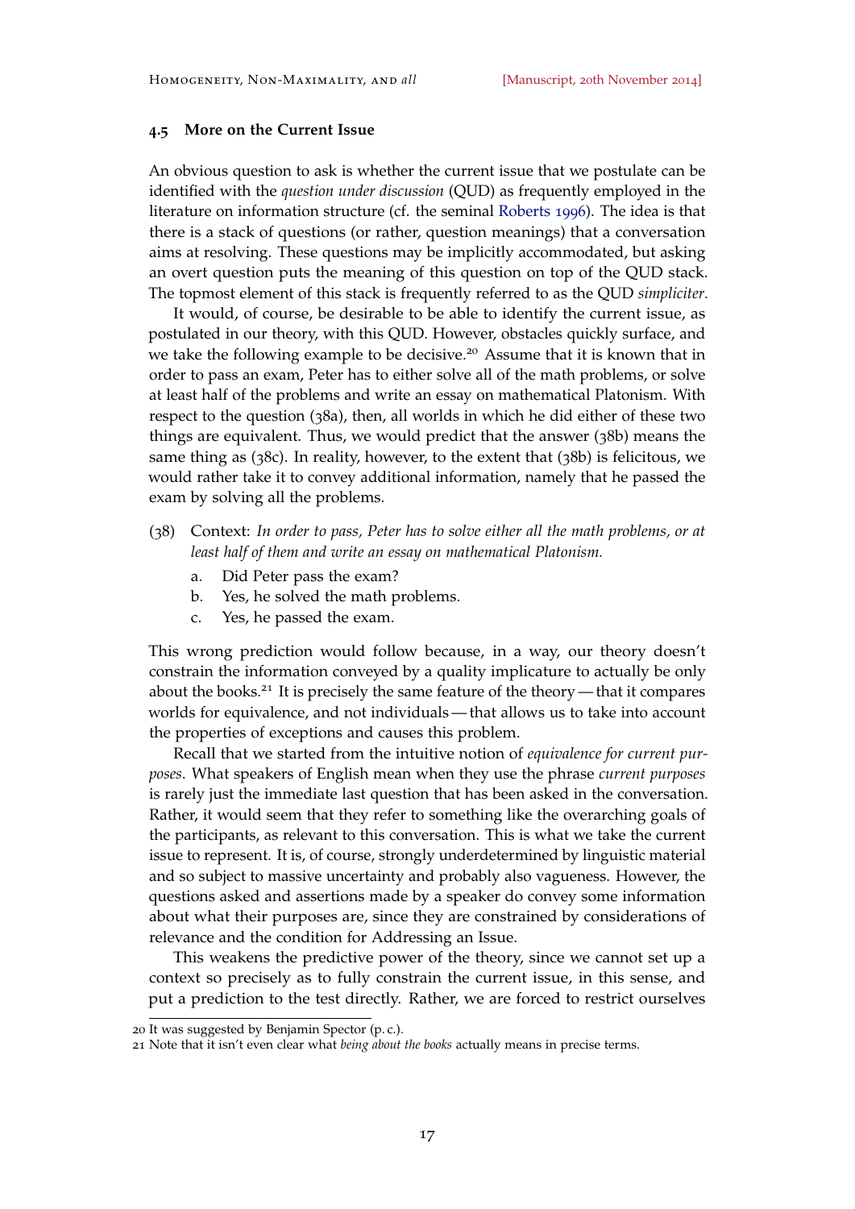### 4.5 More on the Current Issue

An obvious question to ask is whether the current issue that we postulate can be identified with the *question under discussion* (QUD) as frequently employed in the literature on information structure (cf. the seminal Roberts 1996). The idea is that there is a stack of questions (or rather, question meanings) that a conversation aims at resolving. These questions may be implicitly accommodated, but asking an overt question puts the meaning of this question on top of the QUD stack. The topmost element of this stack is frequently referred to as the QUD *simpliciter*.

It would, of course, be desirable to be able to identify the current issue, as postulated in our theory, with this QUD. However, obstacles quickly surface, and we take the following example to be decisive.[20] Assume that it is known that in order to pass an exam, Peter has to either solve all of the math problems, or solve at least half of the problems and write an essay on mathematical Platonism. With respect to the question (38a), then, all worlds in which he did either of these two things are equivalent. Thus, we would predict that the answer (38b) means the same thing as (38c). In reality, however, to the extent that (38b) is felicitous, we would rather take it to convey additional information, namely that he passed the exam by solving all the problems.

(38) Context: *In order to pass, Peter has to solve either all the math problems, or at least half of them and write an essay on mathematical Platonism.*

  a. Did Peter pass the exam?
  b. Yes, he solved the math problems.
  c. Yes, he passed the exam.

This wrong prediction would follow because, in a way, our theory doesn't constrain the information conveyed by a quality implicature to actually be only about the books.[21] It is precisely the same feature of the theory — that it compares worlds for equivalence, and not individuals — that allows us to take into account the properties of exceptions and causes this problem.

Recall that we started from the intuitive notion of *equivalence for current purposes*. What speakers of English mean when they use the phrase *current purposes* is rarely just the immediate last question that has been asked in the conversation. Rather, it would seem that they refer to something like the overarching goals of the participants, as relevant to this conversation. This is what we take the current issue to represent. It is, of course, strongly underdetermined by linguistic material and so subject to massive uncertainty and probably also vagueness. However, the questions asked and assertions made by a speaker do convey some information about what their purposes are, since they are constrained by considerations of relevance and the condition for Addressing an Issue.

This weakens the predictive power of the theory, since we cannot set up a context so precisely as to fully constrain the current issue, in this sense, and put a prediction to the test directly. Rather, we are forced to restrict ourselves

---

20 It was suggested by Benjamin Spector (p. c.).

21 Note that it isn't even clear what *being about the books* actually means in precise terms.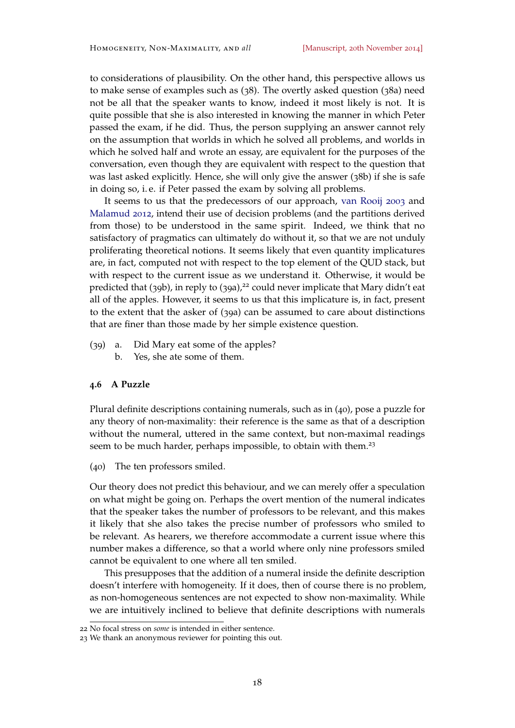to considerations of plausibility. On the other hand, this perspective allows us to make sense of examples such as (38). The overtly asked question (38a) need not be all that the speaker wants to know, indeed it most likely is not. It is quite possible that she is also interested in knowing the manner in which Peter passed the exam, if he did. Thus, the person supplying an answer cannot rely on the assumption that worlds in which he solved all problems, and worlds in which he solved half and wrote an essay, are equivalent for the purposes of the conversation, even though they are equivalent with respect to the question that was last asked explicitly. Hence, she will only give the answer (38b) if she is safe in doing so, i. e. if Peter passed the exam by solving all problems.

It seems to us that the predecessors of our approach, van Rooij 2003 and Malamud 2012, intend their use of decision problems (and the partitions derived from those) to be understood in the same spirit. Indeed, we think that no satisfactory of pragmatics can ultimately do without it, so that we are not unduly proliferating theoretical notions. It seems likely that even quantity implicatures are, in fact, computed not with respect to the top element of the QUD stack, but with respect to the current issue as we understand it. Otherwise, it would be predicted that (39b), in reply to (39a),[22] could never implicate that Mary didn't eat all of the apples. However, it seems to us that this implicature is, in fact, present to the extent that the asker of (39a) can be assumed to care about distinctions that are finer than those made by her simple existence question.

(39) a. Did Mary eat some of the apples?
b. Yes, she ate some of them.

### 4.6 A Puzzle

Plural definite descriptions containing numerals, such as in (40), pose a puzzle for any theory of non-maximality: their reference is the same as that of a description without the numeral, uttered in the same context, but non-maximal readings seem to be much harder, perhaps impossible, to obtain with them.[23]

(40) The ten professors smiled.

Our theory does not predict this behaviour, and we can merely offer a speculation on what might be going on. Perhaps the overt mention of the numeral indicates that the speaker takes the number of professors to be relevant, and this makes it likely that she also takes the precise number of professors who smiled to be relevant. As hearers, we therefore accommodate a current issue where this number makes a difference, so that a world where only nine professors smiled cannot be equivalent to one where all ten smiled.

This presupposes that the addition of a numeral inside the definite description doesn't interfere with homogeneity. If it does, then of course there is no problem, as non-homogeneous sentences are not expected to show non-maximality. While we are intuitively inclined to believe that definite descriptions with numerals

---

22 No focal stress on *some* is intended in either sentence.

23 We thank an anonymous reviewer for pointing this out.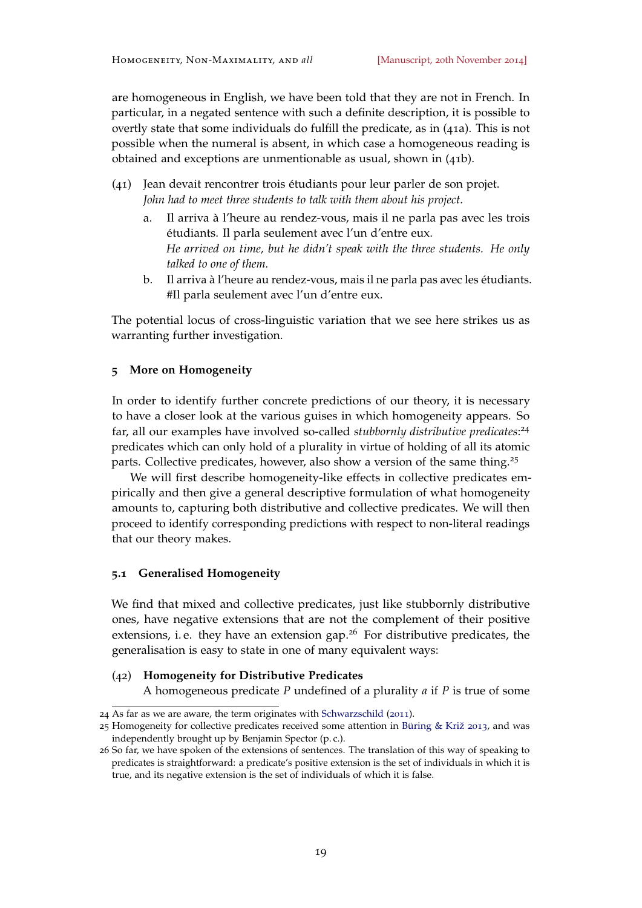are homogeneous in English, we have been told that they are not in French. In particular, in a negated sentence with such a definite description, it is possible to overtly state that some individuals do fulfill the predicate, as in (41a). This is not possible when the numeral is absent, in which case a homogeneous reading is obtained and exceptions are unmentionable as usual, shown in (41b).

(41) Jean devait rencontrer trois étudiants pour leur parler de son projet.
*John had to meet three students to talk with them about his project.*

a. Il arriva à l'heure au rendez-vous, mais il ne parla pas avec les trois étudiants. Il parla seulement avec l'un d'entre eux.
*He arrived on time, but he didn't speak with the three students. He only talked to one of them.*

b. Il arriva à l'heure au rendez-vous, mais il ne parla pas avec les étudiants. #Il parla seulement avec l'un d'entre eux.

The potential locus of cross-linguistic variation that we see here strikes us as warranting further investigation.

## 5 More on Homogeneity

In order to identify further concrete predictions of our theory, it is necessary to have a closer look at the various guises in which homogeneity appears. So far, all our examples have involved so-called *stubbornly distributive predicates*:[24] predicates which can only hold of a plurality in virtue of holding of all its atomic parts. Collective predicates, however, also show a version of the same thing.[25]

We will first describe homogeneity-like effects in collective predicates empirically and then give a general descriptive formulation of what homogeneity amounts to, capturing both distributive and collective predicates. We will then proceed to identify corresponding predictions with respect to non-literal readings that our theory makes.

### 5.1 Generalised Homogeneity

We find that mixed and collective predicates, just like stubbornly distributive ones, have negative extensions that are not the complement of their positive extensions, i. e. they have an extension gap.[26] For distributive predicates, the generalisation is easy to state in one of many equivalent ways:

(42) **Homogeneity for Distributive Predicates**
A homogeneous predicate $P$ undefined of a plurality $a$ if $P$ is true of some

---

24 As far as we are aware, the term originates with Schwarzschild (2011).

25 Homogeneity for collective predicates received some attention in Büring & Križ 2013, and was independently brought up by Benjamin Spector (p. c.).

26 So far, we have spoken of the extensions of sentences. The translation of this way of speaking to predicates is straightforward: a predicate's positive extension is the set of individuals in which it is true, and its negative extension is the set of individuals of which it is false.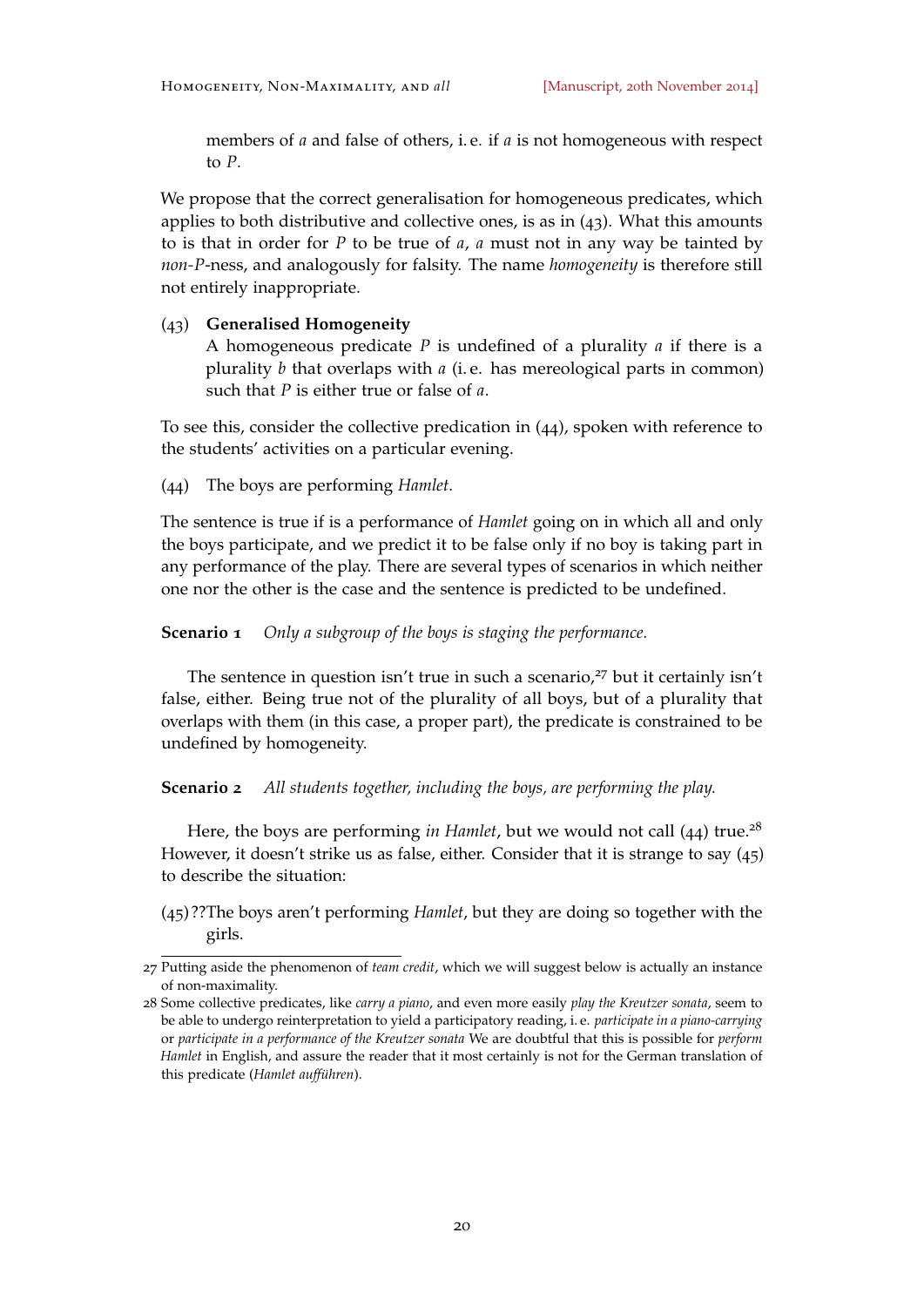members of $a$ and false of others, i. e. if $a$ is not homogeneous with respect to $P$.

We propose that the correct generalisation for homogeneous predicates, which applies to both distributive and collective ones, is as in (43). What this amounts to is that in order for $P$ to be true of $a$, $a$ must not in any way be tainted by *non-P*-ness, and analogously for falsity. The name *homogeneity* is therefore still not entirely inappropriate.

(43) **Generalised Homogeneity**
A homogeneous predicate $P$ is undefined of a plurality $a$ if there is a plurality $b$ that overlaps with $a$ (i. e. has mereological parts in common) such that $P$ is either true or false of $a$.

To see this, consider the collective predication in (44), spoken with reference to the students' activities on a particular evening.

(44) The boys are performing *Hamlet*.

The sentence is true if is a performance of *Hamlet* going on in which all and only the boys participate, and we predict it to be false only if no boy is taking part in any performance of the play. There are several types of scenarios in which neither one nor the other is the case and the sentence is predicted to be undefined.

**Scenario 1** *Only a subgroup of the boys is staging the performance.*

The sentence in question isn't true in such a scenario,[27] but it certainly isn't false, either. Being true not of the plurality of all boys, but of a plurality that overlaps with them (in this case, a proper part), the predicate is constrained to be undefined by homogeneity.

**Scenario 2** *All students together, including the boys, are performing the play.*

Here, the boys are performing *in Hamlet*, but we would not call (44) true.[28] However, it doesn't strike us as false, either. Consider that it is strange to say (45) to describe the situation:

(45) ??The boys aren't performing *Hamlet*, but they are doing so together with the girls.

---

27 Putting aside the phenomenon of *team credit*, which we will suggest below is actually an instance of non-maximality.

28 Some collective predicates, like *carry a piano*, and even more easily *play the Kreutzer sonata*, seem to be able to undergo reinterpretation to yield a participatory reading, i. e. *participate in a piano-carrying* or *participate in a performance of the Kreutzer sonata* We are doubtful that this is possible for *perform Hamlet* in English, and assure the reader that it most certainly is not for the German translation of this predicate (*Hamlet aufführen*).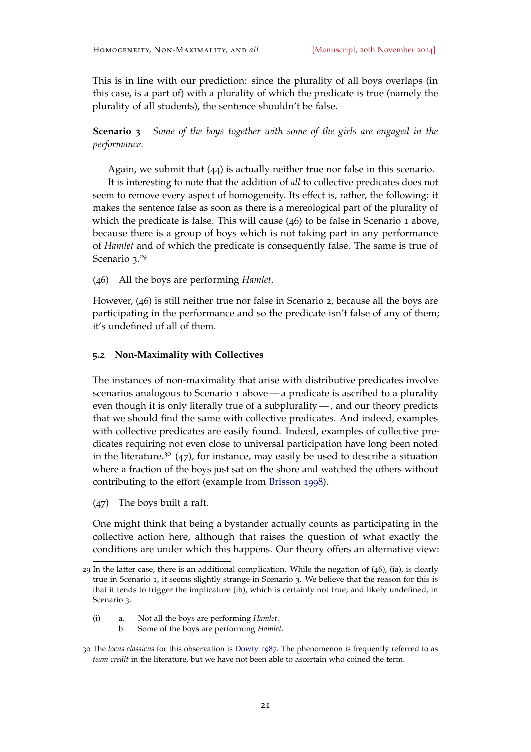This is in line with our prediction: since the plurality of all boys overlaps (in this case, is a part of) with a plurality of which the predicate is true (namely the plurality of all students), the sentence shouldn't be false.

**Scenario 3** *Some of the boys together with some of the girls are engaged in the performance.*

Again, we submit that (44) is actually neither true nor false in this scenario.

It is interesting to note that the addition of *all* to collective predicates does not seem to remove every aspect of homogeneity. Its effect is, rather, the following: it makes the sentence false as soon as there is a mereological part of the plurality of which the predicate is false. This will cause (46) to be false in Scenario 1 above, because there is a group of boys which is not taking part in any performance of *Hamlet* and of which the predicate is consequently false. The same is true of Scenario 3.[29]

(46) All the boys are performing *Hamlet*.

However, (46) is still neither true nor false in Scenario 2, because all the boys are participating in the performance and so the predicate isn't false of any of them; it's undefined of all of them.

### 5.2 Non-Maximality with Collectives

The instances of non-maximality that arise with distributive predicates involve scenarios analogous to Scenario 1 above — a predicate is ascribed to a plurality even though it is only literally true of a subplurality — , and our theory predicts that we should find the same with collective predicates. And indeed, examples with collective predicates are easily found. Indeed, examples of collective predicates requiring not even close to universal participation have long been noted in the literature.[30] (47), for instance, may easily be used to describe a situation where a fraction of the boys just sat on the shore and watched the others without contributing to the effort (example from Brisson 1998).

(47) The boys built a raft.

One might think that being a bystander actually counts as participating in the collective action here, although that raises the question of what exactly the conditions are under which this happens. Our theory offers an alternative view:

---

29 In the latter case, there is an additional complication. While the negation of (46), (ia), is clearly true in Scenario 1, it seems slightly strange in Scenario 3. We believe that the reason for this is that it tends to trigger the implicature (ib), which is certainly not true, and likely undefined, in Scenario 3.

(i) a. Not all the boys are performing *Hamlet*.
    b. Some of the boys are performing *Hamlet*.

30 The *locus classicus* for this observation is Dowty 1987. The phenomenon is frequently referred to as *team credit* in the literature, but we have not been able to ascertain who coined the term.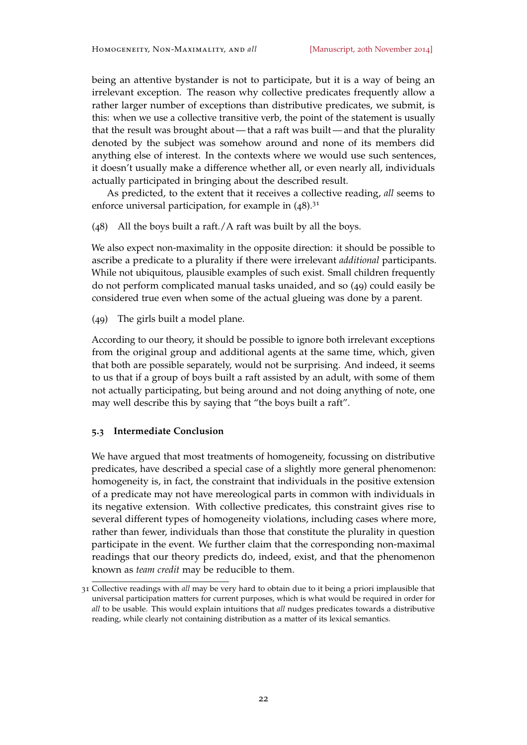being an attentive bystander is not to participate, but it is a way of being an irrelevant exception. The reason why collective predicates frequently allow a rather larger number of exceptions than distributive predicates, we submit, is this: when we use a collective transitive verb, the point of the statement is usually that the result was brought about — that a raft was built — and that the plurality denoted by the subject was somehow around and none of its members did anything else of interest. In the contexts where we would use such sentences, it doesn't usually make a difference whether all, or even nearly all, individuals actually participated in bringing about the described result.

As predicted, to the extent that it receives a collective reading, *all* seems to enforce universal participation, for example in (48).[31]

(48) All the boys built a raft./A raft was built by all the boys.

We also expect non-maximality in the opposite direction: it should be possible to ascribe a predicate to a plurality if there were irrelevant *additional* participants. While not ubiquitous, plausible examples of such exist. Small children frequently do not perform complicated manual tasks unaided, and so (49) could easily be considered true even when some of the actual glueing was done by a parent.

(49) The girls built a model plane.

According to our theory, it should be possible to ignore both irrelevant exceptions from the original group and additional agents at the same time, which, given that both are possible separately, would not be surprising. And indeed, it seems to us that if a group of boys built a raft assisted by an adult, with some of them not actually participating, but being around and not doing anything of note, one may well describe this by saying that "the boys built a raft".

### 5.3 Intermediate Conclusion

We have argued that most treatments of homogeneity, focussing on distributive predicates, have described a special case of a slightly more general phenomenon: homogeneity is, in fact, the constraint that individuals in the positive extension of a predicate may not have mereological parts in common with individuals in its negative extension. With collective predicates, this constraint gives rise to several different types of homogeneity violations, including cases where more, rather than fewer, individuals than those that constitute the plurality in question participate in the event. We further claim that the corresponding non-maximal readings that our theory predicts do, indeed, exist, and that the phenomenon known as *team credit* may be reducible to them.

---

[31] Collective readings with *all* may be very hard to obtain due to it being a priori implausible that universal participation matters for current purposes, which is what would be required in order for *all* to be usable. This would explain intuitions that *all* nudges predicates towards a distributive reading, while clearly not containing distribution as a matter of its lexical semantics.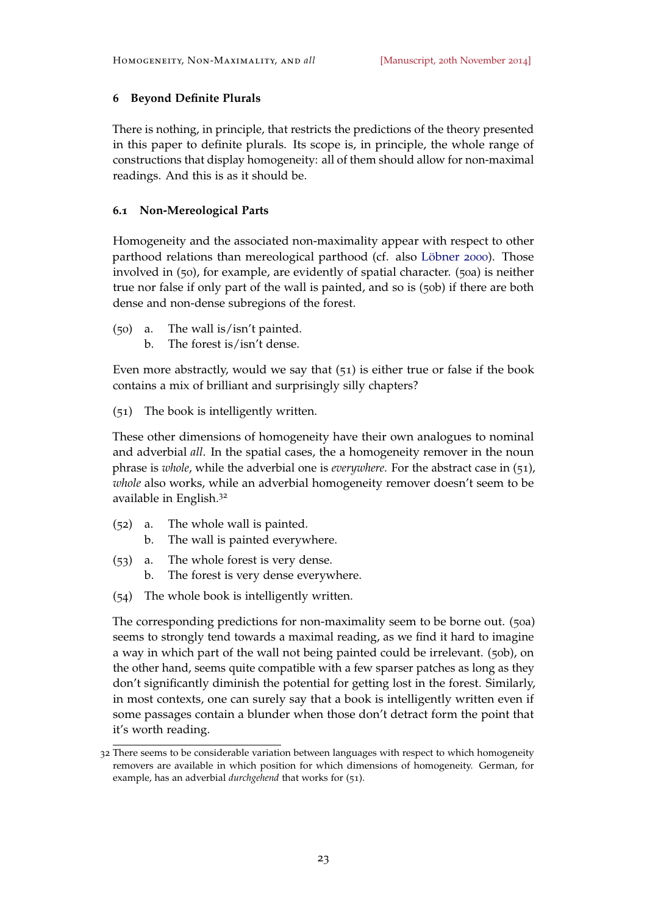## 6 Beyond Definite Plurals

There is nothing, in principle, that restricts the predictions of the theory presented in this paper to definite plurals. Its scope is, in principle, the whole range of constructions that display homogeneity: all of them should allow for non-maximal readings. And this is as it should be.

### 6.1 Non-Mereological Parts

Homogeneity and the associated non-maximality appear with respect to other parthood relations than mereological parthood (cf. also Löbner 2000). Those involved in (50), for example, are evidently of spatial character. (50a) is neither true nor false if only part of the wall is painted, and so is (50b) if there are both dense and non-dense subregions of the forest.

(50) a. The wall is/isn't painted.
 b. The forest is/isn't dense.

Even more abstractly, would we say that (51) is either true or false if the book contains a mix of brilliant and surprisingly silly chapters?

(51) The book is intelligently written.

These other dimensions of homogeneity have their own analogues to nominal and adverbial *all*. In the spatial cases, the a homogeneity remover in the noun phrase is *whole*, while the adverbial one is *everywhere*. For the abstract case in (51), *whole* also works, while an adverbial homogeneity remover doesn't seem to be available in English.[32]

(52) a. The whole wall is painted.
 b. The wall is painted everywhere.

(53) a. The whole forest is very dense.
 b. The forest is very dense everywhere.

(54) The whole book is intelligently written.

The corresponding predictions for non-maximality seem to be borne out. (50a) seems to strongly tend towards a maximal reading, as we find it hard to imagine a way in which part of the wall not being painted could be irrelevant. (50b), on the other hand, seems quite compatible with a few sparser patches as long as they don't significantly diminish the potential for getting lost in the forest. Similarly, in most contexts, one can surely say that a book is intelligently written even if some passages contain a blunder when those don't detract form the point that it's worth reading.

[32] There seems to be considerable variation between languages with respect to which homogeneity removers are available in which position for which dimensions of homogeneity. German, for example, has an adverbial *durchgehend* that works for (51).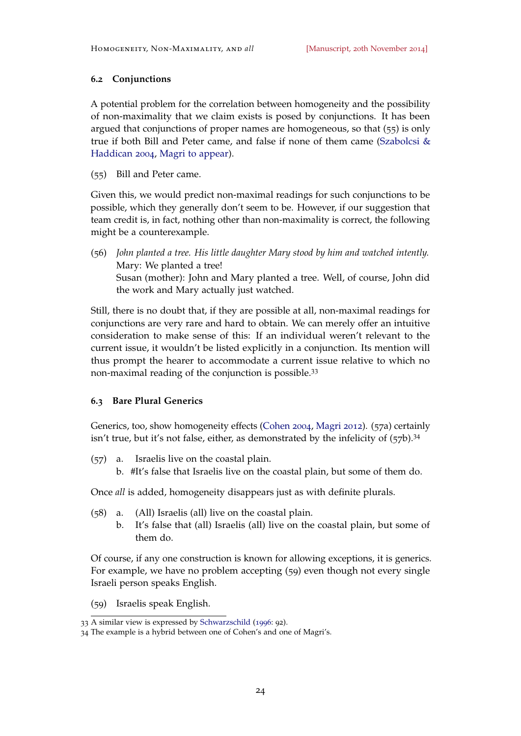### 6.2 Conjunctions

A potential problem for the correlation between homogeneity and the possibility of non-maximality that we claim exists is posed by conjunctions. It has been argued that conjunctions of proper names are homogeneous, so that (55) is only true if both Bill and Peter came, and false if none of them came (Szabolcsi & Haddican 2004, Magri to appear).

(55) Bill and Peter came.

Given this, we would predict non-maximal readings for such conjunctions to be possible, which they generally don't seem to be. However, if our suggestion that team credit is, in fact, nothing other than non-maximality is correct, the following might be a counterexample.

(56) *John planted a tree. His little daughter Mary stood by him and watched intently.*
Mary: We planted a tree!
Susan (mother): John and Mary planted a tree. Well, of course, John did the work and Mary actually just watched.

Still, there is no doubt that, if they are possible at all, non-maximal readings for conjunctions are very rare and hard to obtain. We can merely offer an intuitive consideration to make sense of this: If an individual weren't relevant to the current issue, it wouldn't be listed explicitly in a conjunction. Its mention will thus prompt the hearer to accommodate a current issue relative to which no non-maximal reading of the conjunction is possible.[33]

### 6.3 Bare Plural Generics

Generics, too, show homogeneity effects (Cohen 2004, Magri 2012). (57a) certainly isn't true, but it's not false, either, as demonstrated by the infelicity of (57b).[34]

(57) a. Israelis live on the coastal plain.
b. #It's false that Israelis live on the coastal plain, but some of them do.

Once *all* is added, homogeneity disappears just as with definite plurals.

(58) a. (All) Israelis (all) live on the coastal plain.
b. It's false that (all) Israelis (all) live on the coastal plain, but some of them do.

Of course, if any one construction is known for allowing exceptions, it is generics. For example, we have no problem accepting (59) even though not every single Israeli person speaks English.

(59) Israelis speak English.

---

33 A similar view is expressed by Schwarzschild (1996: 92).

34 The example is a hybrid between one of Cohen's and one of Magri's.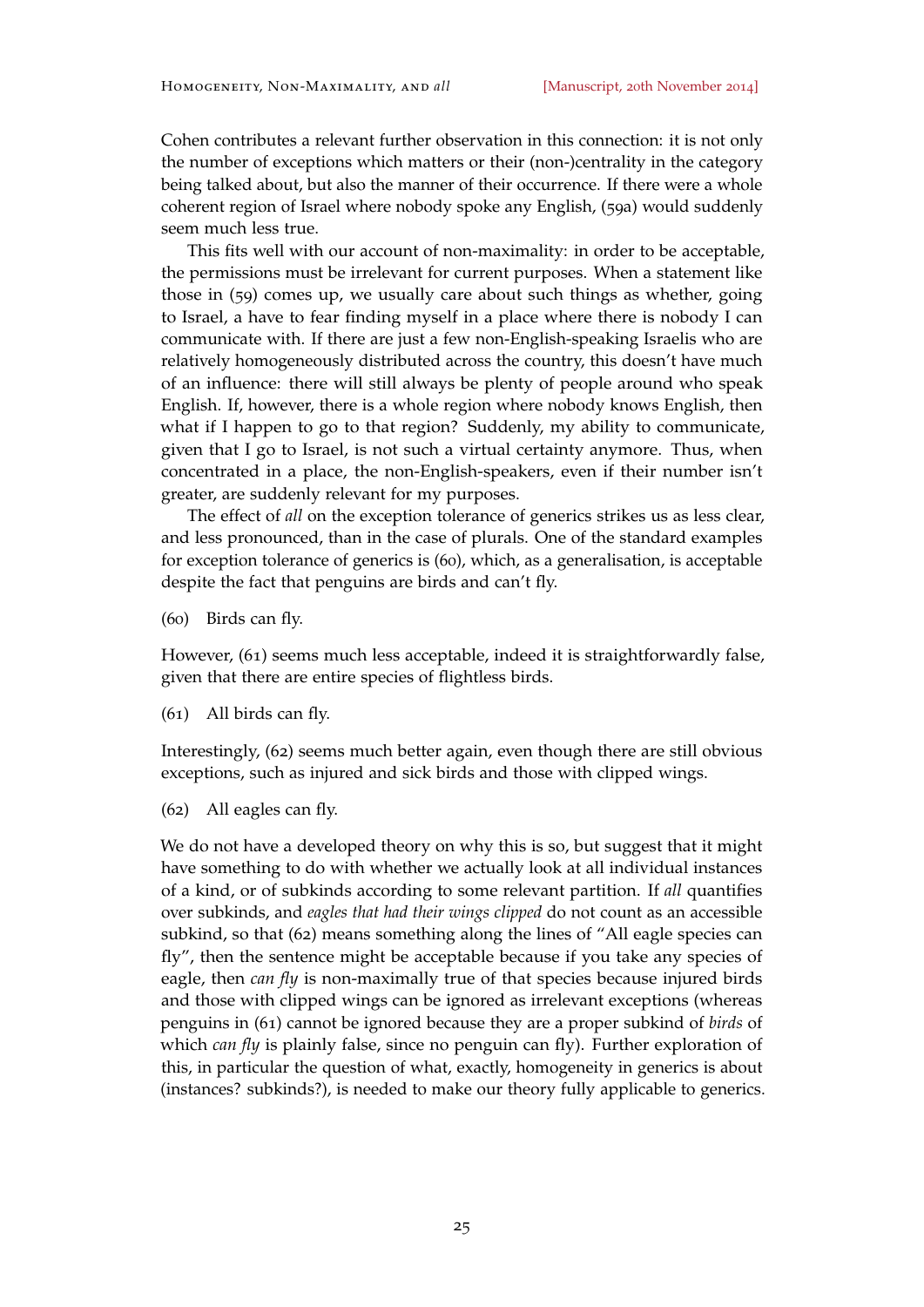Cohen contributes a relevant further observation in this connection: it is not only the number of exceptions which matters or their (non-)centrality in the category being talked about, but also the manner of their occurrence. If there were a whole coherent region of Israel where nobody spoke any English, (59a) would suddenly seem much less true.

This fits well with our account of non-maximality: in order to be acceptable, the permissions must be irrelevant for current purposes. When a statement like those in (59) comes up, we usually care about such things as whether, going to Israel, a have to fear finding myself in a place where there is nobody I can communicate with. If there are just a few non-English-speaking Israelis who are relatively homogeneously distributed across the country, this doesn't have much of an influence: there will still always be plenty of people around who speak English. If, however, there is a whole region where nobody knows English, then what if I happen to go to that region? Suddenly, my ability to communicate, given that I go to Israel, is not such a virtual certainty anymore. Thus, when concentrated in a place, the non-English-speakers, even if their number isn't greater, are suddenly relevant for my purposes.

The effect of *all* on the exception tolerance of generics strikes us as less clear, and less pronounced, than in the case of plurals. One of the standard examples for exception tolerance of generics is (60), which, as a generalisation, is acceptable despite the fact that penguins are birds and can't fly.

(60) Birds can fly.

However, (61) seems much less acceptable, indeed it is straightforwardly false, given that there are entire species of flightless birds.

(61) All birds can fly.

Interestingly, (62) seems much better again, even though there are still obvious exceptions, such as injured and sick birds and those with clipped wings.

(62) All eagles can fly.

We do not have a developed theory on why this is so, but suggest that it might have something to do with whether we actually look at all individual instances of a kind, or of subkinds according to some relevant partition. If *all* quantifies over subkinds, and *eagles that had their wings clipped* do not count as an accessible subkind, so that (62) means something along the lines of "All eagle species can fly", then the sentence might be acceptable because if you take any species of eagle, then *can fly* is non-maximally true of that species because injured birds and those with clipped wings can be ignored as irrelevant exceptions (whereas penguins in (61) cannot be ignored because they are a proper subkind of *birds* of which *can fly* is plainly false, since no penguin can fly). Further exploration of this, in particular the question of what, exactly, homogeneity in generics is about (instances? subkinds?), is needed to make our theory fully applicable to generics.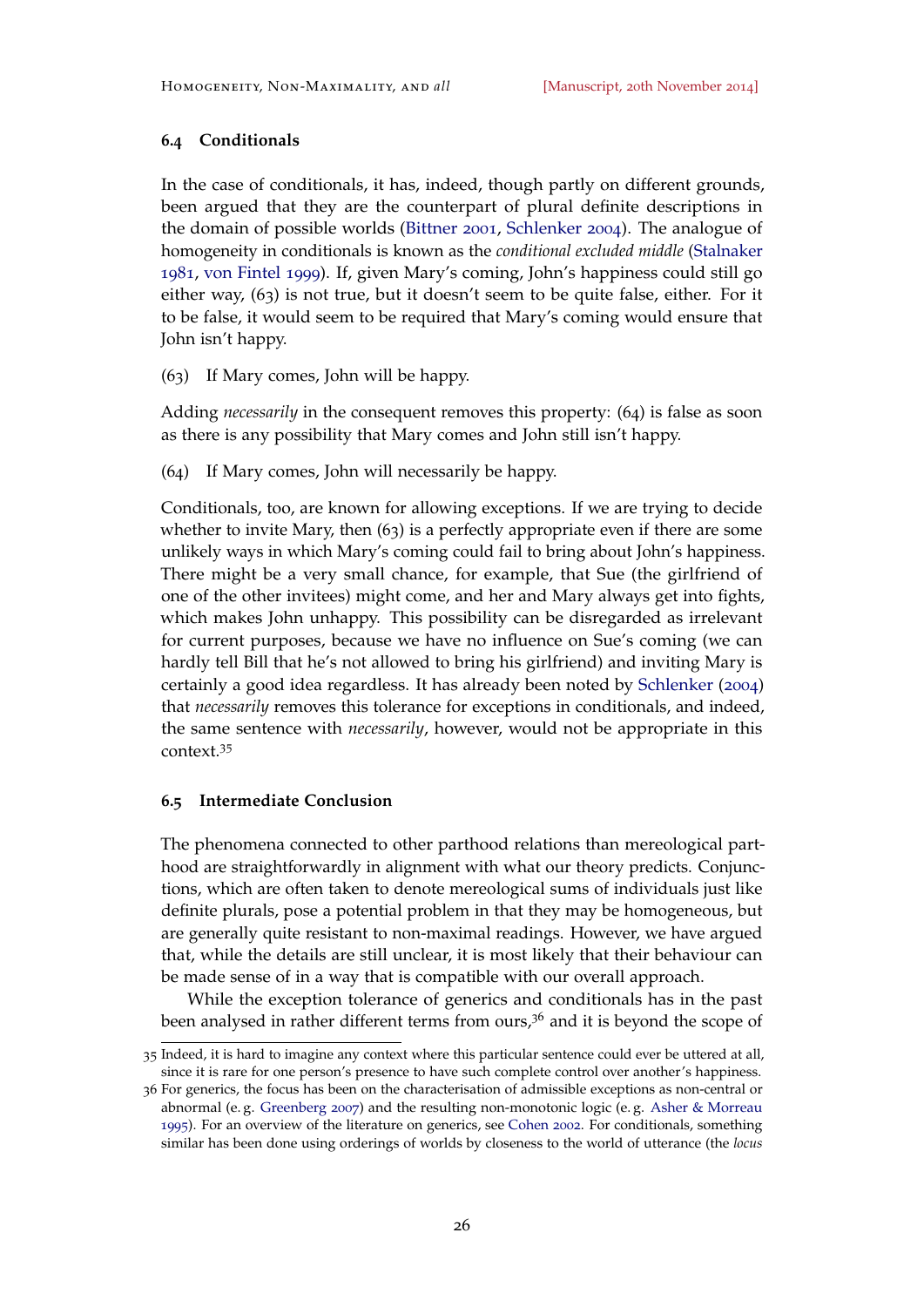### 6.4 Conditionals

In the case of conditionals, it has, indeed, though partly on different grounds, been argued that they are the counterpart of plural definite descriptions in the domain of possible worlds (Bittner 2001, Schlenker 2004). The analogue of homogeneity in conditionals is known as the *conditional excluded middle* (Stalnaker 1981, von Fintel 1999). If, given Mary's coming, John's happiness could still go either way, (63) is not true, but it doesn't seem to be quite false, either. For it to be false, it would seem to be required that Mary's coming would ensure that John isn't happy.

(63) If Mary comes, John will be happy.

Adding *necessarily* in the consequent removes this property: (64) is false as soon as there is any possibility that Mary comes and John still isn't happy.

(64) If Mary comes, John will necessarily be happy.

Conditionals, too, are known for allowing exceptions. If we are trying to decide whether to invite Mary, then (63) is a perfectly appropriate even if there are some unlikely ways in which Mary's coming could fail to bring about John's happiness. There might be a very small chance, for example, that Sue (the girlfriend of one of the other invitees) might come, and her and Mary always get into fights, which makes John unhappy. This possibility can be disregarded as irrelevant for current purposes, because we have no influence on Sue's coming (we can hardly tell Bill that he's not allowed to bring his girlfriend) and inviting Mary is certainly a good idea regardless. It has already been noted by Schlenker (2004) that *necessarily* removes this tolerance for exceptions in conditionals, and indeed, the same sentence with *necessarily*, however, would not be appropriate in this context.[35]

### 6.5 Intermediate Conclusion

The phenomena connected to other parthood relations than mereological parthood are straightforwardly in alignment with what our theory predicts. Conjunctions, which are often taken to denote mereological sums of individuals just like definite plurals, pose a potential problem in that they may be homogeneous, but are generally quite resistant to non-maximal readings. However, we have argued that, while the details are still unclear, it is most likely that their behaviour can be made sense of in a way that is compatible with our overall approach.

While the exception tolerance of generics and conditionals has in the past been analysed in rather different terms from ours,[36] and it is beyond the scope of

---

35 Indeed, it is hard to imagine any context where this particular sentence could ever be uttered at all, since it is rare for one person's presence to have such complete control over another's happiness.

36 For generics, the focus has been on the characterisation of admissible exceptions as non-central or abnormal (e. g. Greenberg 2007) and the resulting non-monotonic logic (e. g. Asher & Morreau 1995). For an overview of the literature on generics, see Cohen 2002. For conditionals, something similar has been done using orderings of worlds by closeness to the world of utterance (the *locus*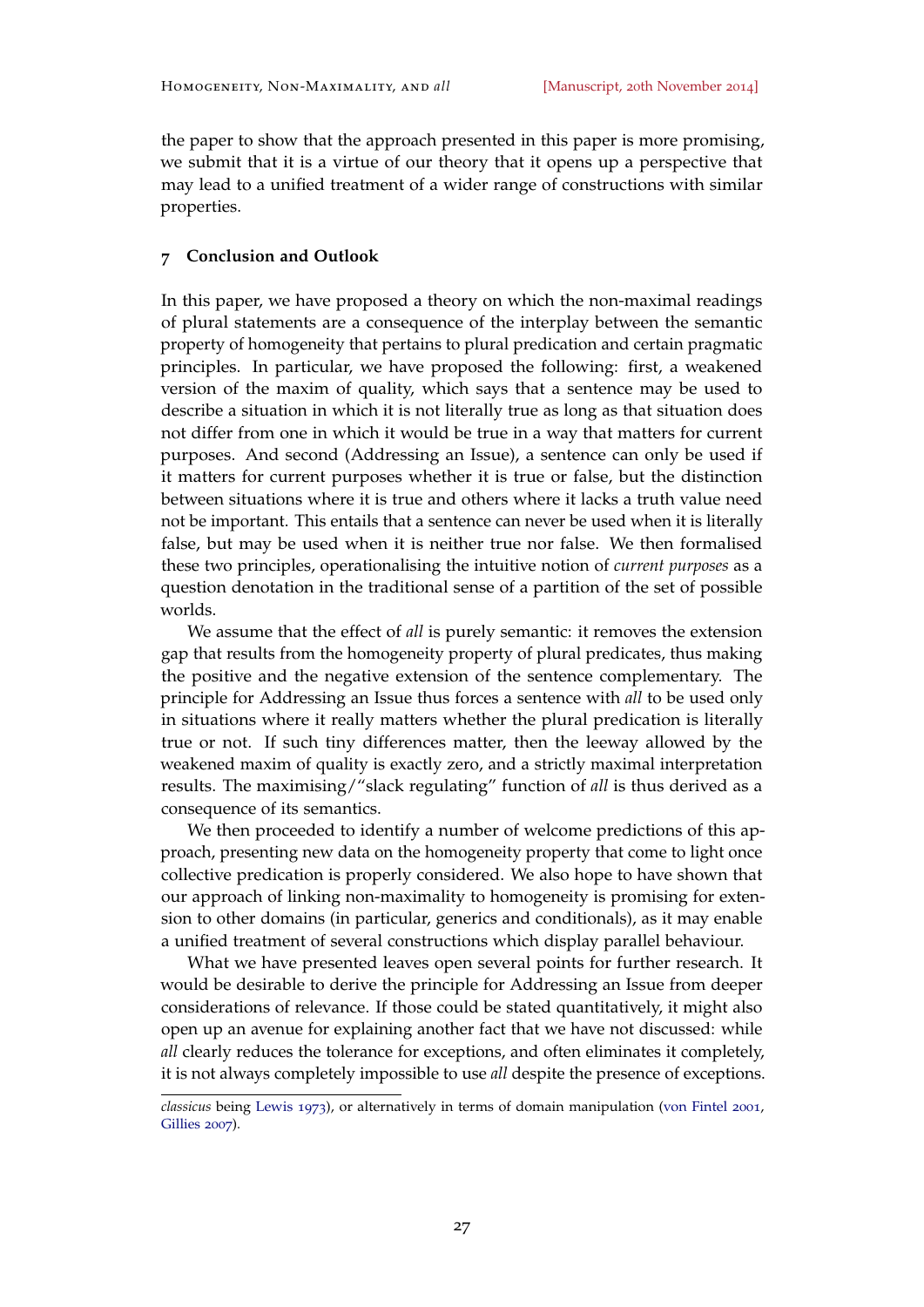the paper to show that the approach presented in this paper is more promising, we submit that it is a virtue of our theory that it opens up a perspective that may lead to a unified treatment of a wider range of constructions with similar properties.

## 7 Conclusion and Outlook

In this paper, we have proposed a theory on which the non-maximal readings of plural statements are a consequence of the interplay between the semantic property of homogeneity that pertains to plural predication and certain pragmatic principles. In particular, we have proposed the following: first, a weakened version of the maxim of quality, which says that a sentence may be used to describe a situation in which it is not literally true as long as that situation does not differ from one in which it would be true in a way that matters for current purposes. And second (Addressing an Issue), a sentence can only be used if it matters for current purposes whether it is true or false, but the distinction between situations where it is true and others where it lacks a truth value need not be important. This entails that a sentence can never be used when it is literally false, but may be used when it is neither true nor false. We then formalised these two principles, operationalising the intuitive notion of *current purposes* as a question denotation in the traditional sense of a partition of the set of possible worlds.

We assume that the effect of *all* is purely semantic: it removes the extension gap that results from the homogeneity property of plural predicates, thus making the positive and the negative extension of the sentence complementary. The principle for Addressing an Issue thus forces a sentence with *all* to be used only in situations where it really matters whether the plural predication is literally true or not. If such tiny differences matter, then the leeway allowed by the weakened maxim of quality is exactly zero, and a strictly maximal interpretation results. The maximising/"slack regulating" function of *all* is thus derived as a consequence of its semantics.

We then proceeded to identify a number of welcome predictions of this approach, presenting new data on the homogeneity property that come to light once collective predication is properly considered. We also hope to have shown that our approach of linking non-maximality to homogeneity is promising for extension to other domains (in particular, generics and conditionals), as it may enable a unified treatment of several constructions which display parallel behaviour.

What we have presented leaves open several points for further research. It would be desirable to derive the principle for Addressing an Issue from deeper considerations of relevance. If those could be stated quantitatively, it might also open up an avenue for explaining another fact that we have not discussed: while *all* clearly reduces the tolerance for exceptions, and often eliminates it completely, it is not always completely impossible to use *all* despite the presence of exceptions.

---

*classicus* being Lewis 1973), or alternatively in terms of domain manipulation (von Fintel 2001, Gillies 2007).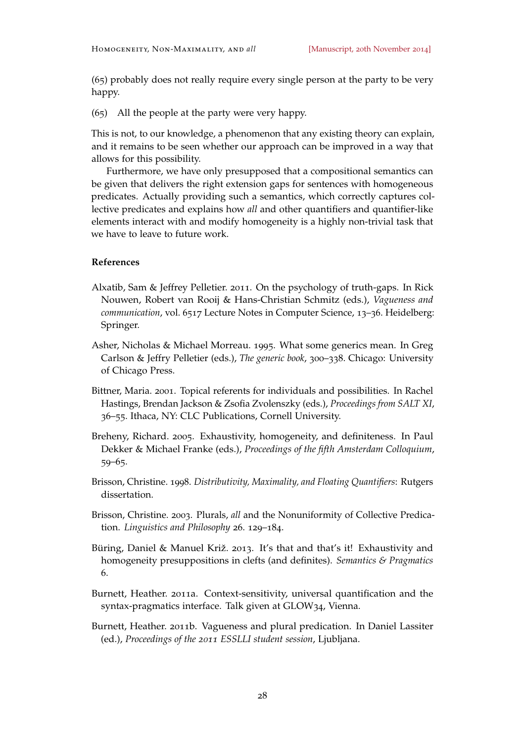(65) probably does not really require every single person at the party to be very happy.

(65) All the people at the party were very happy.

This is not, to our knowledge, a phenomenon that any existing theory can explain, and it remains to be seen whether our approach can be improved in a way that allows for this possibility.

Furthermore, we have only presupposed that a compositional semantics can be given that delivers the right extension gaps for sentences with homogeneous predicates. Actually providing such a semantics, which correctly captures collective predicates and explains how *all* and other quantifiers and quantifier-like elements interact with and modify homogeneity is a highly non-trivial task that we have to leave to future work.

## References

Alxatib, Sam & Jeffrey Pelletier. 2011. On the psychology of truth-gaps. In Rick Nouwen, Robert van Rooij & Hans-Christian Schmitz (eds.), *Vagueness and communication*, vol. 6517 Lecture Notes in Computer Science, 13–36. Heidelberg: Springer.

Asher, Nicholas & Michael Morreau. 1995. What some generics mean. In Greg Carlson & Jeffry Pelletier (eds.), *The generic book*, 300–338. Chicago: University of Chicago Press.

Bittner, Maria. 2001. Topical referents for individuals and possibilities. In Rachel Hastings, Brendan Jackson & Zsofia Zvolenszky (eds.), *Proceedings from SALT XI*, 36–55. Ithaca, NY: CLC Publications, Cornell University.

Breheny, Richard. 2005. Exhaustivity, homogeneity, and definiteness. In Paul Dekker & Michael Franke (eds.), *Proceedings of the fifth Amsterdam Colloquium*, 59–65.

Brisson, Christine. 1998. *Distributivity, Maximality, and Floating Quantifiers*: Rutgers dissertation.

Brisson, Christine. 2003. Plurals, *all* and the Nonuniformity of Collective Predication. *Linguistics and Philosophy* 26. 129–184.

Büring, Daniel & Manuel Križ. 2013. It's that and that's it! Exhaustivity and homogeneity presuppositions in clefts (and definites). *Semantics & Pragmatics* 6.

Burnett, Heather. 2011a. Context-sensitivity, universal quantification and the syntax-pragmatics interface. Talk given at GLOW34, Vienna.

Burnett, Heather. 2011b. Vagueness and plural predication. In Daniel Lassiter (ed.), *Proceedings of the 2011 ESSLLI student session*, Ljubljana.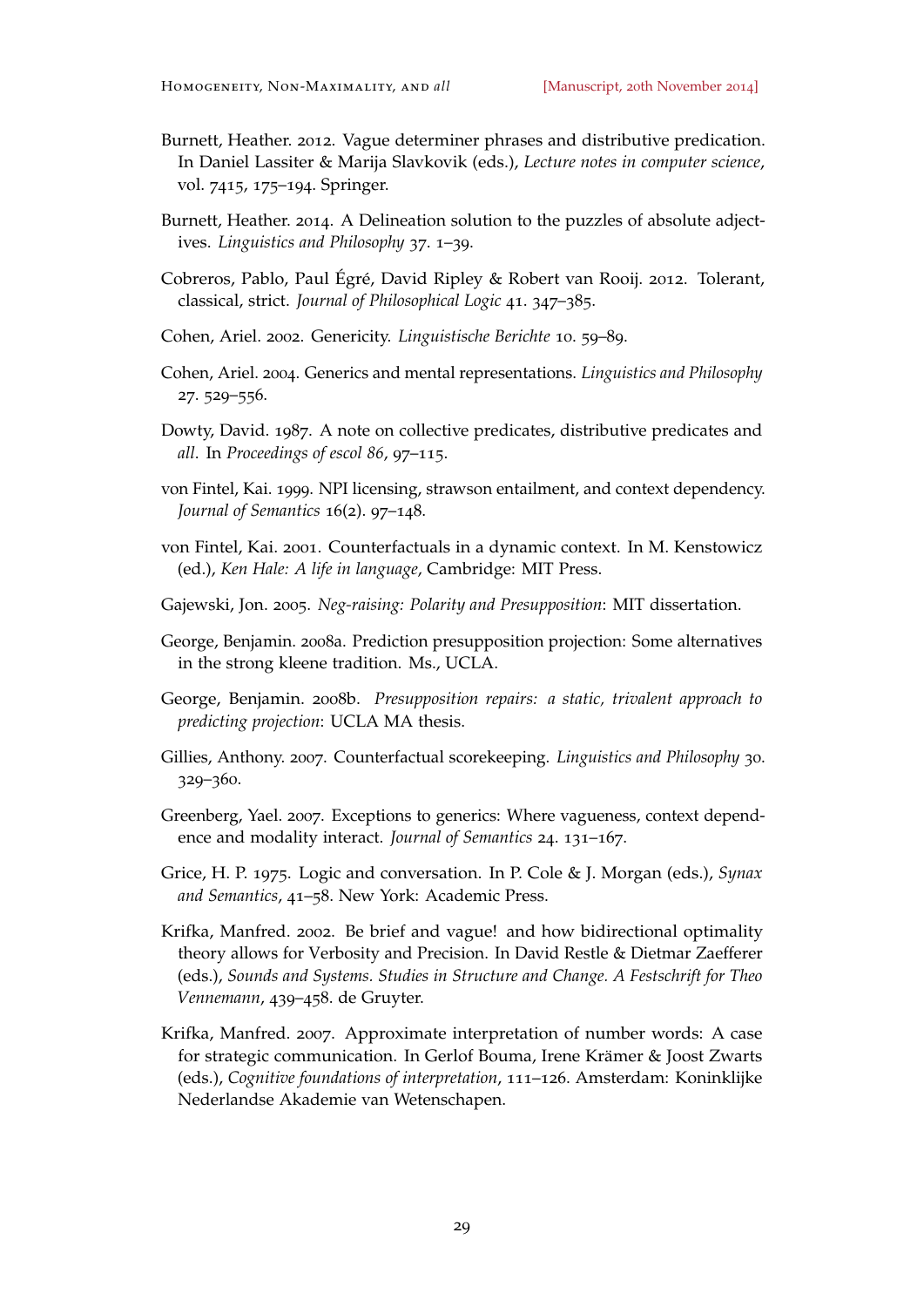Burnett, Heather. 2012. Vague determiner phrases and distributive predication. In Daniel Lassiter & Marija Slavkovik (eds.), *Lecture notes in computer science*, vol. 7415, 175–194. Springer.

Burnett, Heather. 2014. A Delineation solution to the puzzles of absolute adjectives. *Linguistics and Philosophy* 37. 1–39.

Cobreros, Pablo, Paul Égré, David Ripley & Robert van Rooij. 2012. Tolerant, classical, strict. *Journal of Philosophical Logic* 41. 347–385.

Cohen, Ariel. 2002. Genericity. *Linguistische Berichte* 10. 59–89.

Cohen, Ariel. 2004. Generics and mental representations. *Linguistics and Philosophy* 27. 529–556.

Dowty, David. 1987. A note on collective predicates, distributive predicates and *all*. In *Proceedings of escol 86*, 97–115.

von Fintel, Kai. 1999. NPI licensing, strawson entailment, and context dependency. *Journal of Semantics* 16(2). 97–148.

von Fintel, Kai. 2001. Counterfactuals in a dynamic context. In M. Kenstowicz (ed.), *Ken Hale: A life in language*, Cambridge: MIT Press.

Gajewski, Jon. 2005. *Neg-raising: Polarity and Presupposition*: MIT dissertation.

George, Benjamin. 2008a. Prediction presupposition projection: Some alternatives in the strong kleene tradition. Ms., UCLA.

George, Benjamin. 2008b. *Presupposition repairs: a static, trivalent approach to predicting projection*: UCLA MA thesis.

Gillies, Anthony. 2007. Counterfactual scorekeeping. *Linguistics and Philosophy* 30. 329–360.

Greenberg, Yael. 2007. Exceptions to generics: Where vagueness, context dependence and modality interact. *Journal of Semantics* 24. 131–167.

Grice, H. P. 1975. Logic and conversation. In P. Cole & J. Morgan (eds.), *Synax and Semantics*, 41–58. New York: Academic Press.

Krifka, Manfred. 2002. Be brief and vague! and how bidirectional optimality theory allows for Verbosity and Precision. In David Restle & Dietmar Zaefferer (eds.), *Sounds and Systems. Studies in Structure and Change. A Festschrift for Theo Vennemann*, 439–458. de Gruyter.

Krifka, Manfred. 2007. Approximate interpretation of number words: A case for strategic communication. In Gerlof Bouma, Irene Krämer & Joost Zwarts (eds.), *Cognitive foundations of interpretation*, 111–126. Amsterdam: Koninklijke Nederlandse Akademie van Wetenschapen.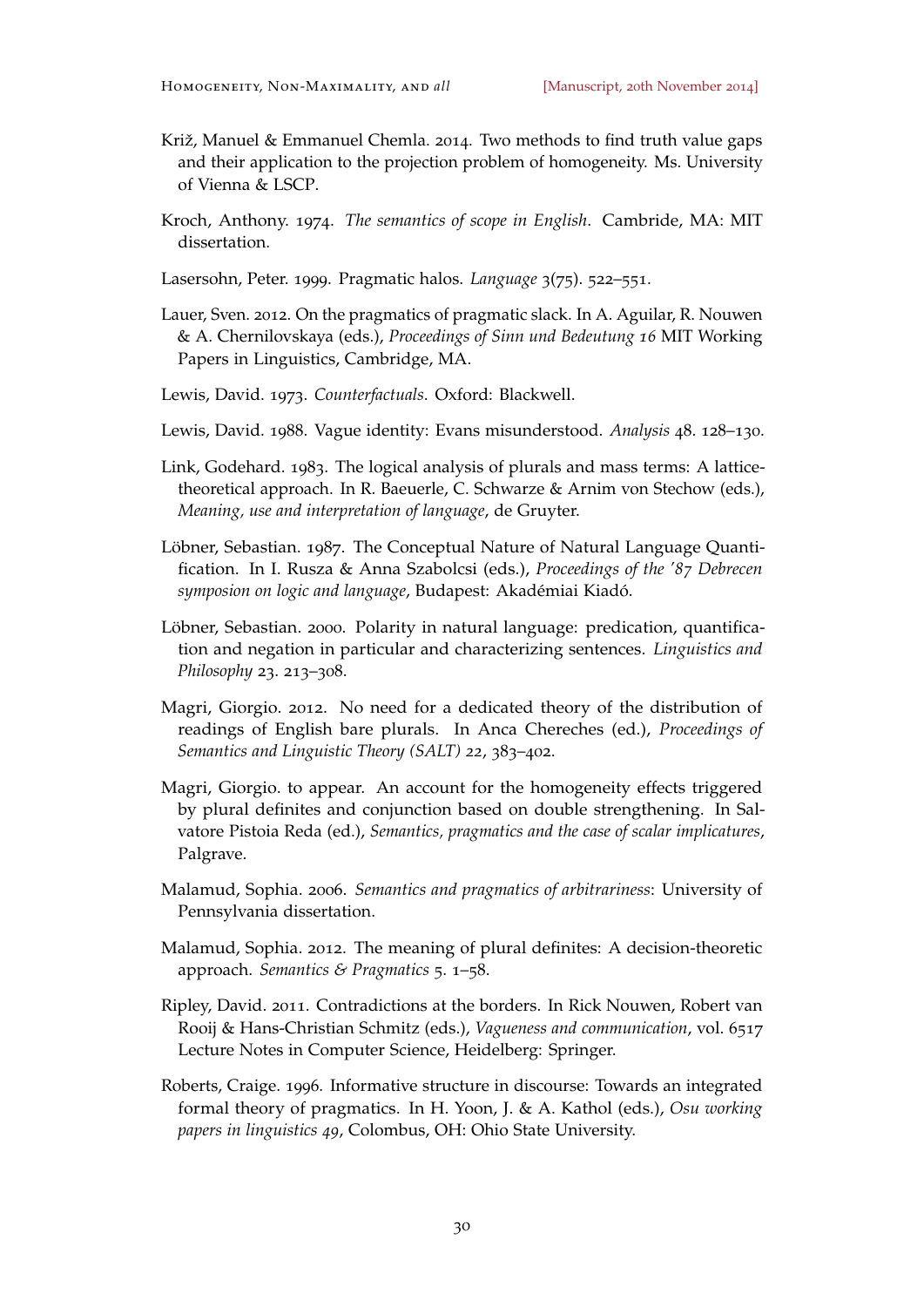Križ, Manuel & Emmanuel Chemla. 2014. Two methods to find truth value gaps and their application to the projection problem of homogeneity. Ms. University of Vienna & LSCP.

Kroch, Anthony. 1974. *The semantics of scope in English*. Cambride, MA: MIT dissertation.

Lasersohn, Peter. 1999. Pragmatic halos. *Language* 3(75). 522–551.

Lauer, Sven. 2012. On the pragmatics of pragmatic slack. In A. Aguilar, R. Nouwen & A. Chernilovskaya (eds.), *Proceedings of Sinn und Bedeutung 16* MIT Working Papers in Linguistics, Cambridge, MA.

Lewis, David. 1973. *Counterfactuals*. Oxford: Blackwell.

Lewis, David. 1988. Vague identity: Evans misunderstood. *Analysis* 48. 128–130.

Link, Godehard. 1983. The logical analysis of plurals and mass terms: A lattice-theoretical approach. In R. Baeuerle, C. Schwarze & Arnim von Stechow (eds.), *Meaning, use and interpretation of language*, de Gruyter.

Löbner, Sebastian. 1987. The Conceptual Nature of Natural Language Quantification. In I. Rusza & Anna Szabolcsi (eds.), *Proceedings of the '87 Debrecen symposion on logic and language*, Budapest: Akadémiai Kiadó.

Löbner, Sebastian. 2000. Polarity in natural language: predication, quantification and negation in particular and characterizing sentences. *Linguistics and Philosophy* 23. 213–308.

Magri, Giorgio. 2012. No need for a dedicated theory of the distribution of readings of English bare plurals. In Anca Chereches (ed.), *Proceedings of Semantics and Linguistic Theory (SALT) 22*, 383–402.

Magri, Giorgio. to appear. An account for the homogeneity effects triggered by plural definites and conjunction based on double strengthening. In Salvatore Pistoia Reda (ed.), *Semantics, pragmatics and the case of scalar implicatures*, Palgrave.

Malamud, Sophia. 2006. *Semantics and pragmatics of arbitrariness*: University of Pennsylvania dissertation.

Malamud, Sophia. 2012. The meaning of plural definites: A decision-theoretic approach. *Semantics & Pragmatics* 5. 1–58.

Ripley, David. 2011. Contradictions at the borders. In Rick Nouwen, Robert van Rooij & Hans-Christian Schmitz (eds.), *Vagueness and communication*, vol. 6517 Lecture Notes in Computer Science, Heidelberg: Springer.

Roberts, Craige. 1996. Informative structure in discourse: Towards an integrated formal theory of pragmatics. In H. Yoon, J. & A. Kathol (eds.), *Osu working papers in linguistics 49*, Colombus, OH: Ohio State University.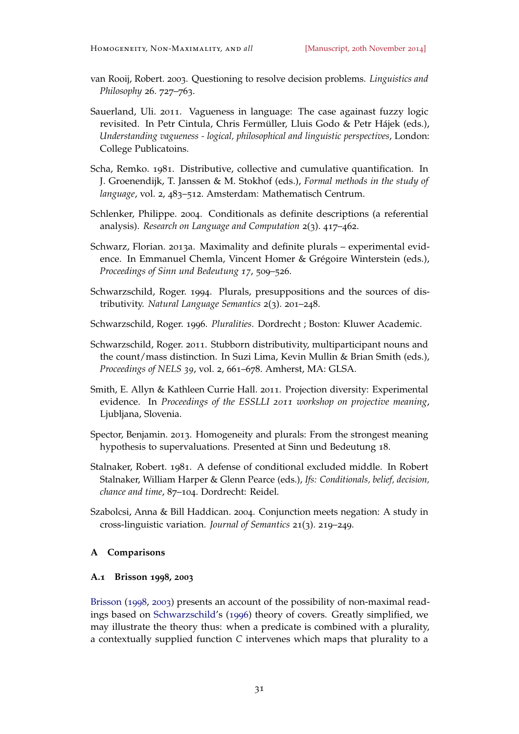van Rooij, Robert. 2003. Questioning to resolve decision problems. *Linguistics and Philosophy* 26. 727–763.

Sauerland, Uli. 2011. Vagueness in language: The case againast fuzzy logic revisited. In Petr Cintula, Chris Fermüller, Lluis Godo & Petr Hájek (eds.), *Understanding vagueness - logical, philosophical and linguistic perspectives*, London: College Publicatoins.

Scha, Remko. 1981. Distributive, collective and cumulative quantification. In J. Groenendijk, T. Janssen & M. Stokhof (eds.), *Formal methods in the study of language*, vol. 2, 483–512. Amsterdam: Mathematisch Centrum.

Schlenker, Philippe. 2004. Conditionals as definite descriptions (a referential analysis). *Research on Language and Computation* 2(3). 417–462.

Schwarz, Florian. 2013a. Maximality and definite plurals – experimental evidence. In Emmanuel Chemla, Vincent Homer & Grégoire Winterstein (eds.), *Proceedings of Sinn und Bedeutung 17*, 509–526.

Schwarzschild, Roger. 1994. Plurals, presuppositions and the sources of distributivity. *Natural Language Semantics* 2(3). 201–248.

Schwarzschild, Roger. 1996. *Pluralities*. Dordrecht ; Boston: Kluwer Academic.

Schwarzschild, Roger. 2011. Stubborn distributivity, multiparticipant nouns and the count/mass distinction. In Suzi Lima, Kevin Mullin & Brian Smith (eds.), *Proceedings of NELS 39*, vol. 2, 661–678. Amherst, MA: GLSA.

Smith, E. Allyn & Kathleen Currie Hall. 2011. Projection diversity: Experimental evidence. In *Proceedings of the ESSLLI 2011 workshop on projective meaning*, Ljubljana, Slovenia.

Spector, Benjamin. 2013. Homogeneity and plurals: From the strongest meaning hypothesis to supervaluations. Presented at Sinn und Bedeutung 18.

Stalnaker, Robert. 1981. A defense of conditional excluded middle. In Robert Stalnaker, William Harper & Glenn Pearce (eds.), *Ifs: Conditionals, belief, decision, chance and time*, 87–104. Dordrecht: Reidel.

Szabolcsi, Anna & Bill Haddican. 2004. Conjunction meets negation: A study in cross-linguistic variation. *Journal of Semantics* 21(3). 219–249.

## A Comparisons

### A.1 Brisson 1998, 2003

Brisson (1998, 2003) presents an account of the possibility of non-maximal readings based on Schwarzschild's (1996) theory of covers. Greatly simplified, we may illustrate the theory thus: when a predicate is combined with a plurality, a contextually supplied function $C$ intervenes which maps that plurality to a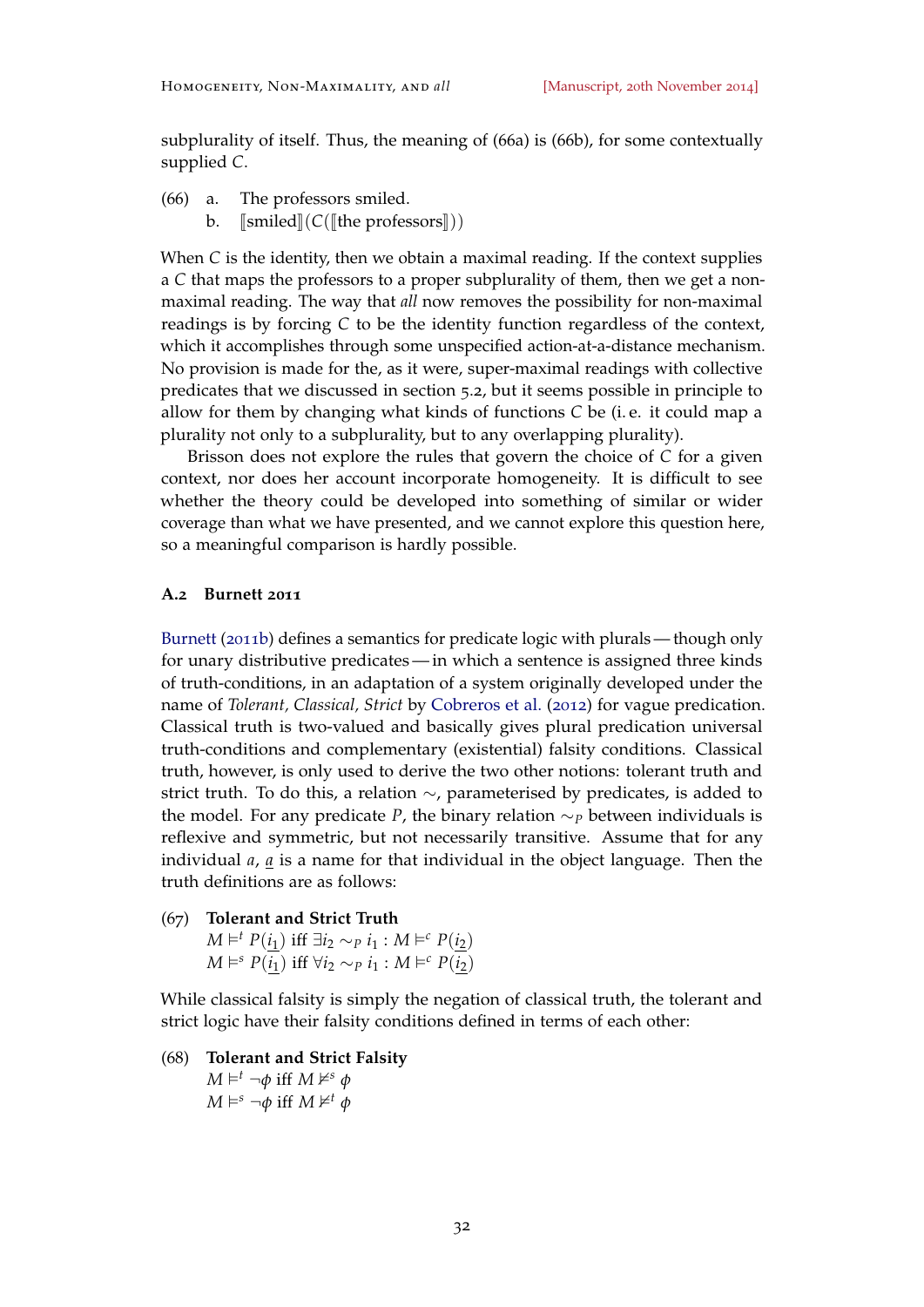subplurality of itself. Thus, the meaning of (66a) is (66b), for some contextually supplied $C$.

(66) a. The professors smiled.
 b. $[\![\text{smiled}]\!](C([\![\text{the professors}]\!]))$

When $C$ is the identity, then we obtain a maximal reading. If the context supplies a $C$ that maps the professors to a proper subplurality of them, then we get a non-maximal reading. The way that *all* now removes the possibility for non-maximal readings is by forcing $C$ to be the identity function regardless of the context, which it accomplishes through some unspecified action-at-a-distance mechanism. No provision is made for the, as it were, super-maximal readings with collective predicates that we discussed in section 5.2, but it seems possible in principle to allow for them by changing what kinds of functions $C$ be (i. e. it could map a plurality not only to a subplurality, but to any overlapping plurality).

Brisson does not explore the rules that govern the choice of $C$ for a given context, nor does her account incorporate homogeneity. It is difficult to see whether the theory could be developed into something of similar or wider coverage than what we have presented, and we cannot explore this question here, so a meaningful comparison is hardly possible.

### A.2 Burnett 2011

Burnett (2011b) defines a semantics for predicate logic with plurals — though only for unary distributive predicates — in which a sentence is assigned three kinds of truth-conditions, in an adaptation of a system originally developed under the name of *Tolerant, Classical, Strict* by Cobreros et al. (2012) for vague predication. Classical truth is two-valued and basically gives plural predication universal truth-conditions and complementary (existential) falsity conditions. Classical truth, however, is only used to derive the two other notions: tolerant truth and strict truth. To do this, a relation $\sim$, parameterised by predicates, is added to the model. For any predicate $P$, the binary relation $\sim_P$ between individuals is reflexive and symmetric, but not necessarily transitive. Assume that for any individual $a$, $\underline{a}$ is a name for that individual in the object language. Then the truth definitions are as follows:

(67) **Tolerant and Strict Truth**
 $M \vDash^t P(\underline{i_1})$ iff $\exists i_2 \sim_P i_1 : M \vDash^c P(\underline{i_2})$
 $M \vDash^s P(\underline{i_1})$ iff $\forall i_2 \sim_P i_1 : M \vDash^c P(\underline{i_2})$

While classical falsity is simply the negation of classical truth, the tolerant and strict logic have their falsity conditions defined in terms of each other:

(68) **Tolerant and Strict Falsity**
 $M \vDash^t \neg\phi$ iff $M \nvDash^s \phi$
 $M \vDash^s \neg\phi$ iff $M \nvDash^t \phi$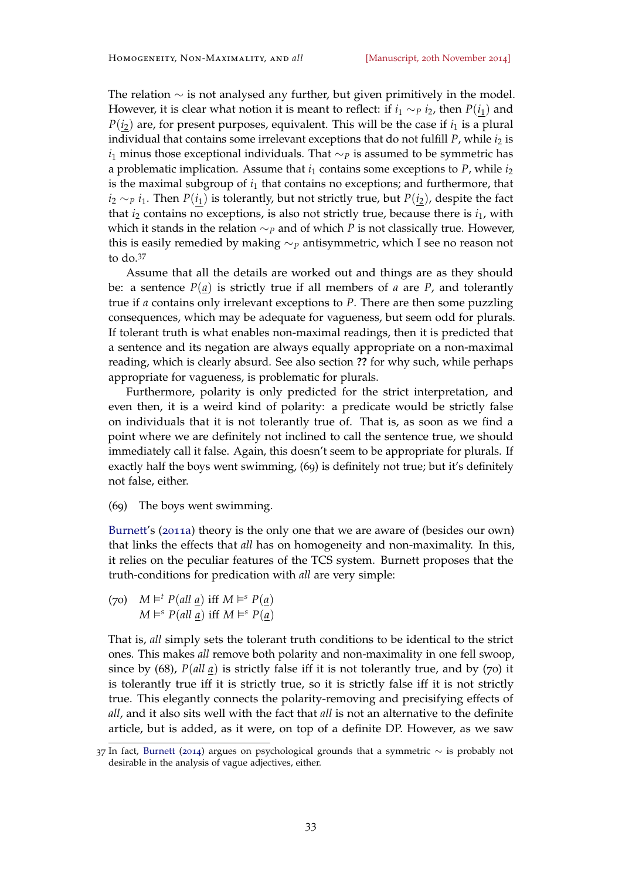The relation $\sim$ is not analysed any further, but given primitively in the model. However, it is clear what notion it is meant to reflect: if $i_1 \sim_P i_2$, then $P(\underline{i_1})$ and $P(\underline{i_2})$ are, for present purposes, equivalent. This will be the case if $i_1$ is a plural individual that contains some irrelevant exceptions that do not fulfill $P$, while $i_2$ is $i_1$ minus those exceptional individuals. That $\sim_P$ is assumed to be symmetric has a problematic implication. Assume that $i_1$ contains some exceptions to $P$, while $i_2$ is the maximal subgroup of $i_1$ that contains no exceptions; and furthermore, that $i_2 \sim_P i_1$. Then $P(\underline{i_1})$ is tolerantly, but not strictly true, but $P(\underline{i_2})$, despite the fact that $i_2$ contains no exceptions, is also not strictly true, because there is $i_1$, with which it stands in the relation $\sim_P$ and of which $P$ is not classically true. However, this is easily remedied by making $\sim_P$ antisymmetric, which I see no reason not to do.[37]

Assume that all the details are worked out and things are as they should be: a sentence $P(\underline{a})$ is strictly true if all members of $a$ are $P$, and tolerantly true if $a$ contains only irrelevant exceptions to $P$. There are then some puzzling consequences, which may be adequate for vagueness, but seem odd for plurals. If tolerant truth is what enables non-maximal readings, then it is predicted that a sentence and its negation are always equally appropriate on a non-maximal reading, which is clearly absurd. See also section **??** for why such, while perhaps appropriate for vagueness, is problematic for plurals.

Furthermore, polarity is only predicted for the strict interpretation, and even then, it is a weird kind of polarity: a predicate would be strictly false on individuals that it is not tolerantly true of. That is, as soon as we find a point where we are definitely not inclined to call the sentence true, we should immediately call it false. Again, this doesn't seem to be appropriate for plurals. If exactly half the boys went swimming, (69) is definitely not true; but it's definitely not false, either.

(69) The boys went swimming.

Burnett's (2011a) theory is the only one that we are aware of (besides our own) that links the effects that *all* has on homogeneity and non-maximality. In this, it relies on the peculiar features of the TCS system. Burnett proposes that the truth-conditions for predication with *all* are very simple:

(70) $M \vDash^t P(all\ \underline{a})$ iff $M \vDash^s P(\underline{a})$
$M \vDash^s P(all\ \underline{a})$ iff $M \vDash^s P(\underline{a})$

That is, *all* simply sets the tolerant truth conditions to be identical to the strict ones. This makes *all* remove both polarity and non-maximality in one fell swoop, since by (68), $P(all\ \underline{a})$ is strictly false iff it is not tolerantly true, and by (70) it is tolerantly true iff it is strictly true, so it is strictly false iff it is not strictly true. This elegantly connects the polarity-removing and precisifying effects of *all*, and it also sits well with the fact that *all* is not an alternative to the definite article, but is added, as it were, on top of a definite DP. However, as we saw

37 In fact, Burnett (2014) argues on psychological grounds that a symmetric $\sim$ is probably not desirable in the analysis of vague adjectives, either.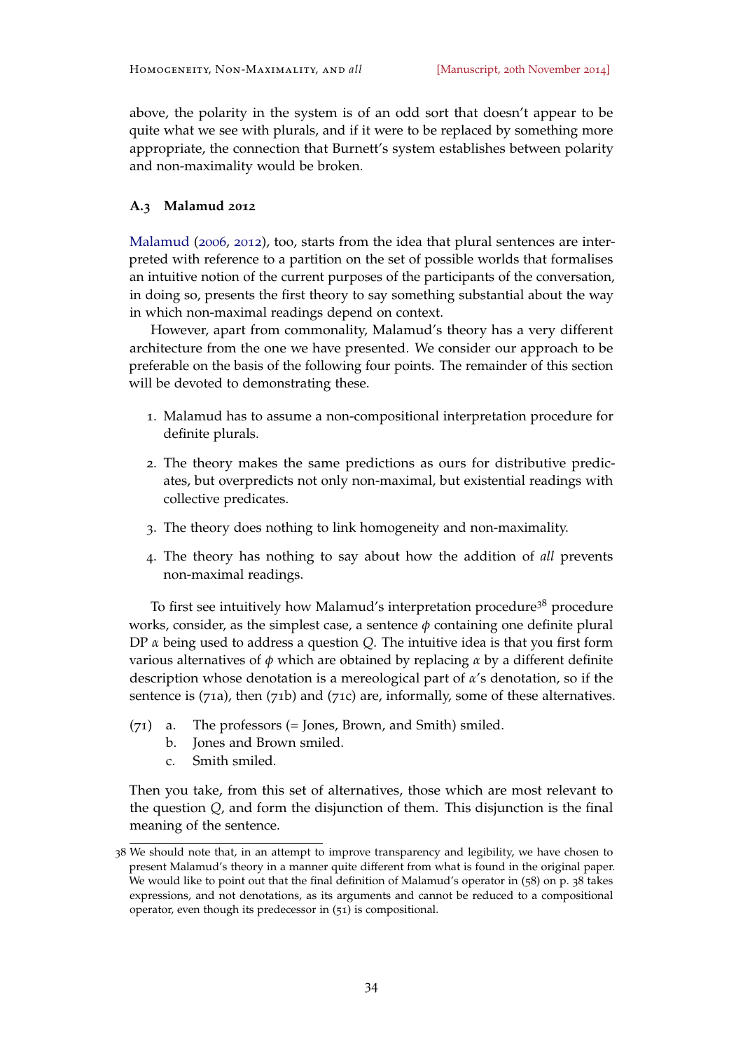above, the polarity in the system is of an odd sort that doesn't appear to be quite what we see with plurals, and if it were to be replaced by something more appropriate, the connection that Burnett's system establishes between polarity and non-maximality would be broken.

### A.3 Malamud 2012

Malamud (2006, 2012), too, starts from the idea that plural sentences are interpreted with reference to a partition on the set of possible worlds that formalises an intuitive notion of the current purposes of the participants of the conversation, in doing so, presents the first theory to say something substantial about the way in which non-maximal readings depend on context.

However, apart from commonality, Malamud's theory has a very different architecture from the one we have presented. We consider our approach to be preferable on the basis of the following four points. The remainder of this section will be devoted to demonstrating these.

1. Malamud has to assume a non-compositional interpretation procedure for definite plurals.
2. The theory makes the same predictions as ours for distributive predicates, but overpredicts not only non-maximal, but existential readings with collective predicates.
3. The theory does nothing to link homogeneity and non-maximality.
4. The theory has nothing to say about how the addition of *all* prevents non-maximal readings.

To first see intuitively how Malamud's interpretation procedure[38] procedure works, consider, as the simplest case, a sentence $\phi$ containing one definite plural DP $\alpha$ being used to address a question $Q$. The intuitive idea is that you first form various alternatives of $\phi$ which are obtained by replacing $\alpha$ by a different definite description whose denotation is a mereological part of $\alpha$'s denotation, so if the sentence is (71a), then (71b) and (71c) are, informally, some of these alternatives.

(71) a. The professors (= Jones, Brown, and Smith) smiled.
 b. Jones and Brown smiled.
 c. Smith smiled.

Then you take, from this set of alternatives, those which are most relevant to the question $Q$, and form the disjunction of them. This disjunction is the final meaning of the sentence.

---

38 We should note that, in an attempt to improve transparency and legibility, we have chosen to present Malamud's theory in a manner quite different from what is found in the original paper. We would like to point out that the final definition of Malamud's operator in (58) on p. 38 takes expressions, and not denotations, as its arguments and cannot be reduced to a compositional operator, even though its predecessor in (51) is compositional.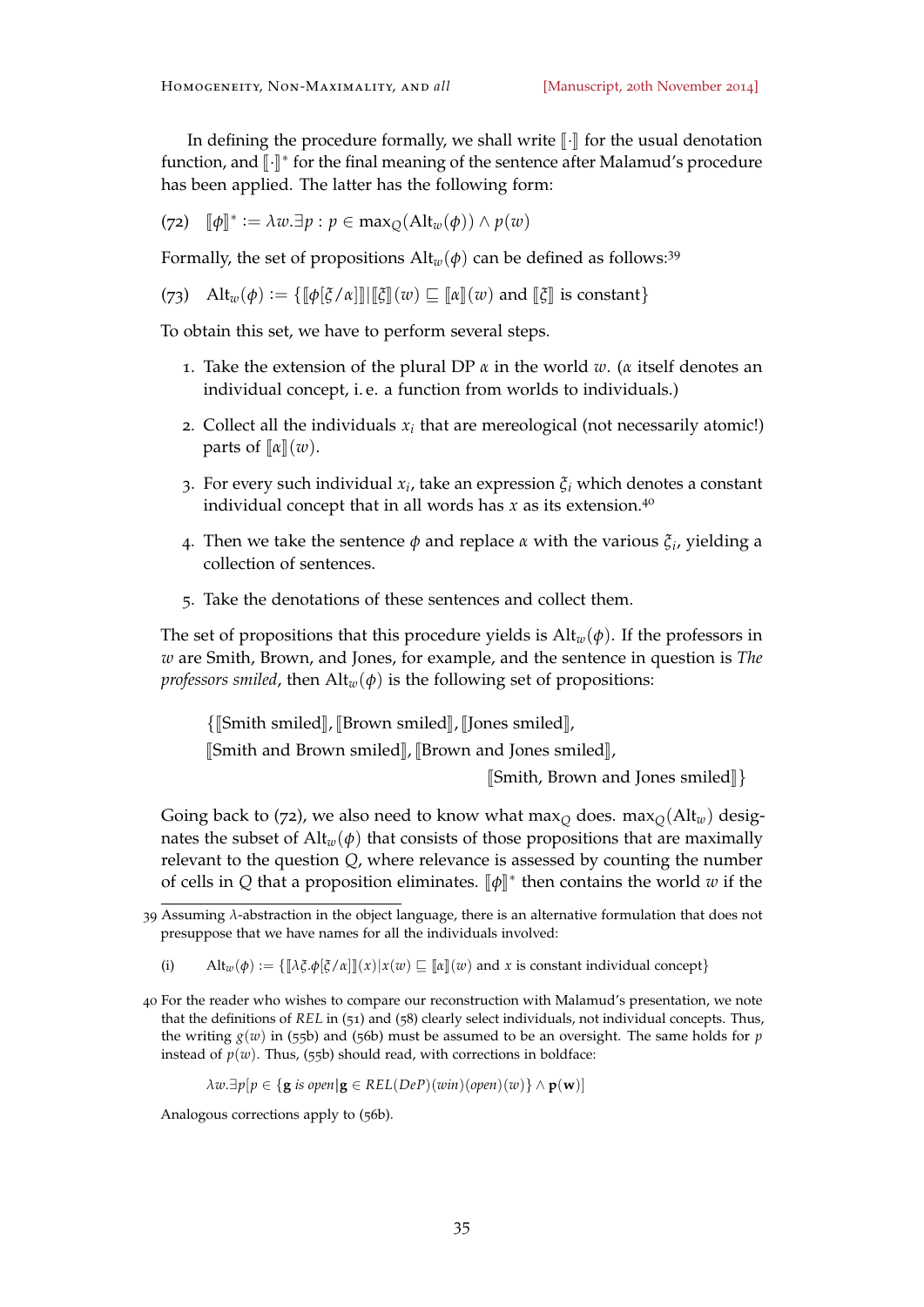In defining the procedure formally, we shall write $[\![\cdot]\!]$ for the usual denotation function, and $[\![\cdot]\!]^*$ for the final meaning of the sentence after Malamud's procedure has been applied. The latter has the following form:

(72) $[\![\phi]\!]^* := \lambda w.\exists p : p \in \max_Q(\text{Alt}_w(\phi)) \wedge p(w)$

Formally, the set of propositions $\text{Alt}_w(\phi)$ can be defined as follows:[39]

(73) $\text{Alt}_w(\phi) := \{[\![\phi[\xi/\alpha]]\!] | [\![\xi]\!](w) \sqsubseteq [\![\alpha]\!](w) \text{ and } [\![\xi]\!] \text{ is constant}\}$

To obtain this set, we have to perform several steps.

1. Take the extension of the plural DP $\alpha$ in the world $w$. ($\alpha$ itself denotes an individual concept, i. e. a function from worlds to individuals.)
2. Collect all the individuals $x_i$ that are mereological (not necessarily atomic!) parts of $[\![\alpha]\!](w)$.
3. For every such individual $x_i$, take an expression $\xi_i$ which denotes a constant individual concept that in all words has $x$ as its extension.[40]
4. Then we take the sentence $\phi$ and replace $\alpha$ with the various $\xi_i$, yielding a collection of sentences.
5. Take the denotations of these sentences and collect them.

The set of propositions that this procedure yields is $\text{Alt}_w(\phi)$. If the professors in $w$ are Smith, Brown, and Jones, for example, and the sentence in question is *The professors smiled*, then $\text{Alt}_w(\phi)$ is the following set of propositions:

$\{[\![\text{Smith smiled}]\!], [\![\text{Brown smiled}]\!], [\![\text{Jones smiled}]\!],$
$[\![\text{Smith and Brown smiled}]\!], [\![\text{Brown and Jones smiled}]\!],$
$[\![\text{Smith, Brown and Jones smiled}]\!]\}$

Going back to (72), we also need to know what $\max_Q$ does. $\max_Q(\text{Alt}_w)$ designates the subset of $\text{Alt}_w(\phi)$ that consists of those propositions that are maximally relevant to the question $Q$, where relevance is assessed by counting the number of cells in $Q$ that a proposition eliminates. $[\![\phi]\!]^*$ then contains the world $w$ if the

---

39 Assuming $\lambda$-abstraction in the object language, there is an alternative formulation that does not presuppose that we have names for all the individuals involved:

(i) $\text{Alt}_w(\phi) := \{[\![\lambda\xi.\phi[\xi/\alpha]]\!](x) | x(w) \sqsubseteq [\![\alpha]\!](w) \text{ and } x \text{ is constant individual concept}\}$

40 For the reader who wishes to compare our reconstruction with Malamud's presentation, we note that the definitions of *REL* in (51) and (58) clearly select individuals, not individual concepts. Thus, the writing $g(w)$ in (55b) and (56b) must be assumed to be an oversight. The same holds for $p$ instead of $p(w)$. Thus, (55b) should read, with corrections in boldface:

$\lambda w.\exists p[p \in \{\mathbf{g} \text{ is open} | \mathbf{g} \in REL(DeP)(win)(open)(w)\} \wedge \mathbf{p}(\mathbf{w})]$

Analogous corrections apply to (56b).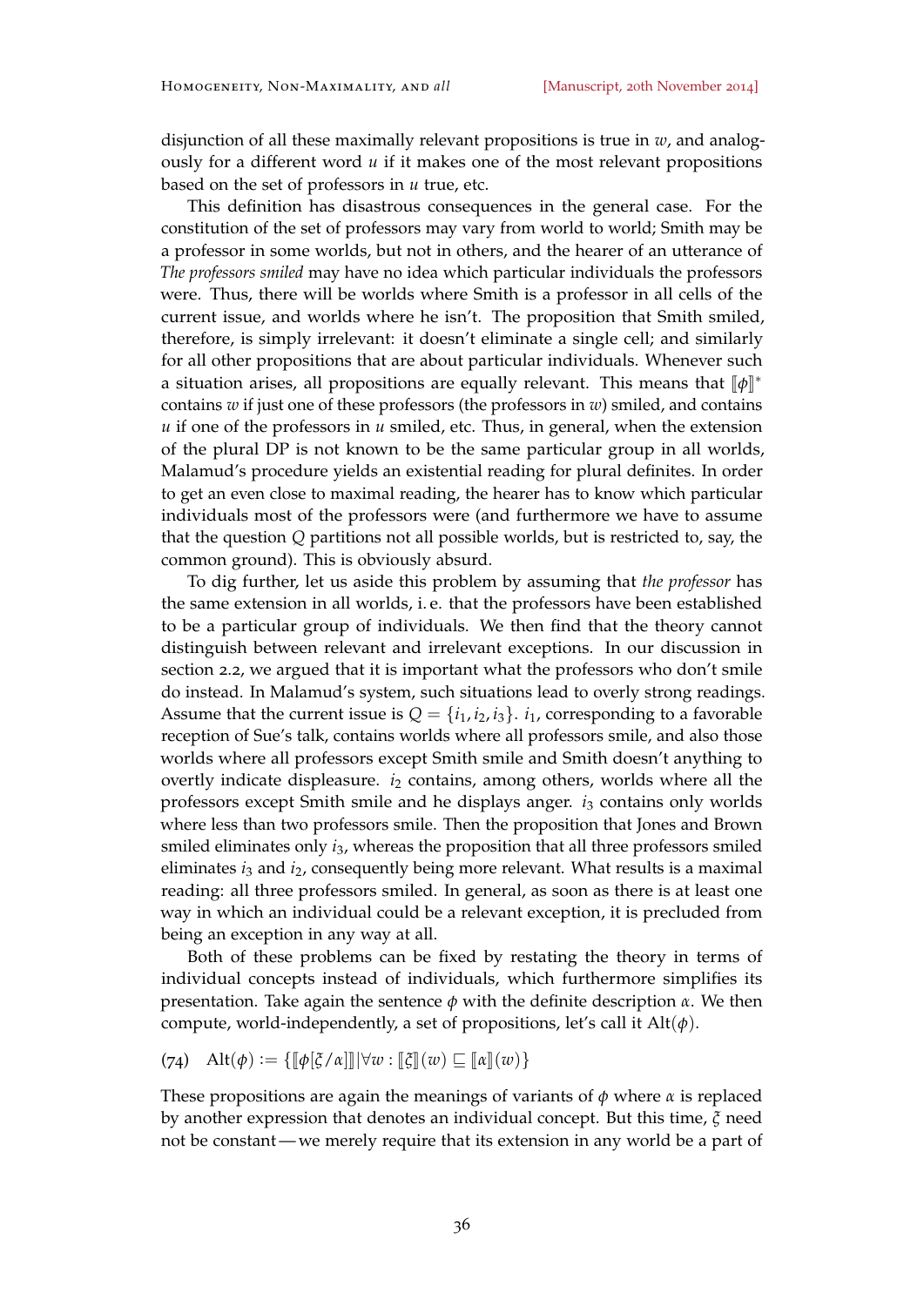disjunction of all these maximally relevant propositions is true in $w$, and analogously for a different word $u$ if it makes one of the most relevant propositions based on the set of professors in $u$ true, etc.

This definition has disastrous consequences in the general case. For the constitution of the set of professors may vary from world to world; Smith may be a professor in some worlds, but not in others, and the hearer of an utterance of *The professors smiled* may have no idea which particular individuals the professors were. Thus, there will be worlds where Smith is a professor in all cells of the current issue, and worlds where he isn't. The proposition that Smith smiled, therefore, is simply irrelevant: it doesn't eliminate a single cell; and similarly for all other propositions that are about particular individuals. Whenever such a situation arises, all propositions are equally relevant. This means that $[\![\phi]\!]^*$ contains $w$ if just one of these professors (the professors in $w$) smiled, and contains $u$ if one of the professors in $u$ smiled, etc. Thus, in general, when the extension of the plural DP is not known to be the same particular group in all worlds, Malamud's procedure yields an existential reading for plural definites. In order to get an even close to maximal reading, the hearer has to know which particular individuals most of the professors were (and furthermore we have to assume that the question $Q$ partitions not all possible worlds, but is restricted to, say, the common ground). This is obviously absurd.

To dig further, let us aside this problem by assuming that *the professor* has the same extension in all worlds, i. e. that the professors have been established to be a particular group of individuals. We then find that the theory cannot distinguish between relevant and irrelevant exceptions. In our discussion in section 2.2, we argued that it is important what the professors who don't smile do instead. In Malamud's system, such situations lead to overly strong readings. Assume that the current issue is $Q = \{i_1, i_2, i_3\}$. $i_1$, corresponding to a favorable reception of Sue's talk, contains worlds where all professors smile, and also those worlds where all professors except Smith smile and Smith doesn't anything to overtly indicate displeasure. $i_2$ contains, among others, worlds where all the professors except Smith smile and he displays anger. $i_3$ contains only worlds where less than two professors smile. Then the proposition that Jones and Brown smiled eliminates only $i_3$, whereas the proposition that all three professors smiled eliminates $i_3$ and $i_2$, consequently being more relevant. What results is a maximal reading: all three professors smiled. In general, as soon as there is at least one way in which an individual could be a relevant exception, it is precluded from being an exception in any way at all.

Both of these problems can be fixed by restating the theory in terms of individual concepts instead of individuals, which furthermore simplifies its presentation. Take again the sentence $\phi$ with the definite description $\alpha$. We then compute, world-independently, a set of propositions, let's call it $\text{Alt}(\phi)$.

(74) $\text{Alt}(\phi) := \{[\![\phi[\xi/\alpha]]\!] | \forall w : [\![\xi]\!](w) \sqsubseteq [\![\alpha]\!](w)\}$

These propositions are again the meanings of variants of $\phi$ where $\alpha$ is replaced by another expression that denotes an individual concept. But this time, $\xi$ need not be constant — we merely require that its extension in any world be a part of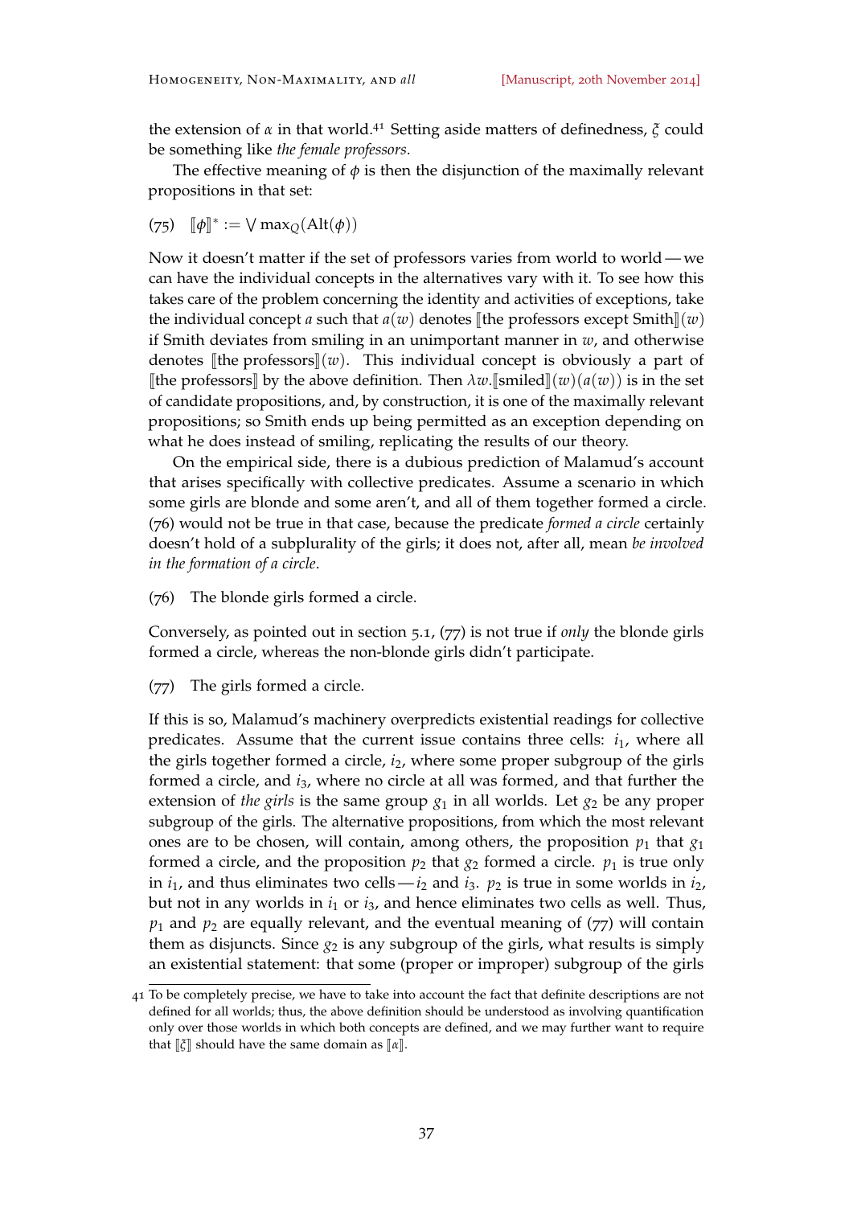the extension of $\alpha$ in that world.[41] Setting aside matters of definedness, $\xi$ could be something like *the female professors*.

The effective meaning of $\phi$ is then the disjunction of the maximally relevant propositions in that set:

(75) $[\![\phi]\!]^* := \bigvee \max_Q(\text{Alt}(\phi))$

Now it doesn't matter if the set of professors varies from world to world — we can have the individual concepts in the alternatives vary with it. To see how this takes care of the problem concerning the identity and activities of exceptions, take the individual concept $a$ such that $a(w)$ denotes $[\![$the professors except Smith$]\!](w)$ if Smith deviates from smiling in an unimportant manner in $w$, and otherwise denotes $[\![$the professors$]\!](w)$. This individual concept is obviously a part of $[\![$the professors$]\!]$ by the above definition. Then $\lambda w.[\![$smiled$]\!](w)(a(w))$ is in the set of candidate propositions, and, by construction, it is one of the maximally relevant propositions; so Smith ends up being permitted as an exception depending on what he does instead of smiling, replicating the results of our theory.

On the empirical side, there is a dubious prediction of Malamud's account that arises specifically with collective predicates. Assume a scenario in which some girls are blonde and some aren't, and all of them together formed a circle. (76) would not be true in that case, because the predicate *formed a circle* certainly doesn't hold of a subplurality of the girls; it does not, after all, mean *be involved in the formation of a circle*.

(76) The blonde girls formed a circle.

Conversely, as pointed out in section 5.1, (77) is not true if *only* the blonde girls formed a circle, whereas the non-blonde girls didn't participate.

(77) The girls formed a circle.

If this is so, Malamud's machinery overpredicts existential readings for collective predicates. Assume that the current issue contains three cells: $i_1$, where all the girls together formed a circle, $i_2$, where some proper subgroup of the girls formed a circle, and $i_3$, where no circle at all was formed, and that further the extension of *the girls* is the same group $g_1$ in all worlds. Let $g_2$ be any proper subgroup of the girls. The alternative propositions, from which the most relevant ones are to be chosen, will contain, among others, the proposition $p_1$ that $g_1$ formed a circle, and the proposition $p_2$ that $g_2$ formed a circle. $p_1$ is true only in $i_1$, and thus eliminates two cells — $i_2$ and $i_3$. $p_2$ is true in some worlds in $i_2$, but not in any worlds in $i_1$ or $i_3$, and hence eliminates two cells as well. Thus, $p_1$ and $p_2$ are equally relevant, and the eventual meaning of (77) will contain them as disjuncts. Since $g_2$ is any subgroup of the girls, what results is simply an existential statement: that some (proper or improper) subgroup of the girls

[41] To be completely precise, we have to take into account the fact that definite descriptions are not defined for all worlds; thus, the above definition should be understood as involving quantification only over those worlds in which both concepts are defined, and we may further want to require that $[\![\xi]\!]$ should have the same domain as $[\![\alpha]\!]$.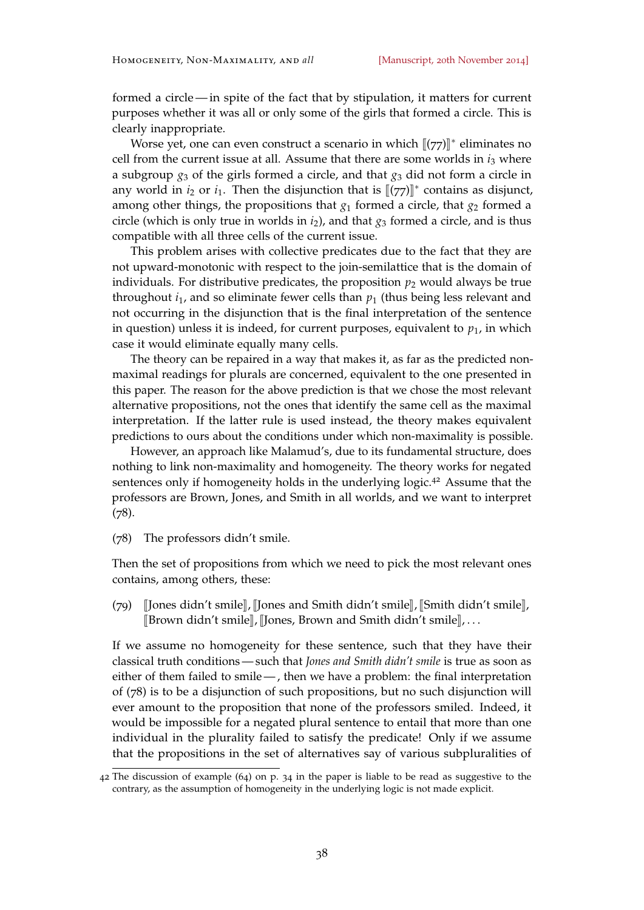formed a circle — in spite of the fact that by stipulation, it matters for current purposes whether it was all or only some of the girls that formed a circle. This is clearly inappropriate.

Worse yet, one can even construct a scenario in which $[\![(77)]\!]^*$ eliminates no cell from the current issue at all. Assume that there are some worlds in $i_3$ where a subgroup $g_3$ of the girls formed a circle, and that $g_3$ did not form a circle in any world in $i_2$ or $i_1$. Then the disjunction that is $[\![(77)]\!]^*$ contains as disjunct, among other things, the propositions that $g_1$ formed a circle, that $g_2$ formed a circle (which is only true in worlds in $i_2$), and that $g_3$ formed a circle, and is thus compatible with all three cells of the current issue.

This problem arises with collective predicates due to the fact that they are not upward-monotonic with respect to the join-semilattice that is the domain of individuals. For distributive predicates, the proposition $p_2$ would always be true throughout $i_1$, and so eliminate fewer cells than $p_1$ (thus being less relevant and not occurring in the disjunction that is the final interpretation of the sentence in question) unless it is indeed, for current purposes, equivalent to $p_1$, in which case it would eliminate equally many cells.

The theory can be repaired in a way that makes it, as far as the predicted non-maximal readings for plurals are concerned, equivalent to the one presented in this paper. The reason for the above prediction is that we chose the most relevant alternative propositions, not the ones that identify the same cell as the maximal interpretation. If the latter rule is used instead, the theory makes equivalent predictions to ours about the conditions under which non-maximality is possible.

However, an approach like Malamud's, due to its fundamental structure, does nothing to link non-maximality and homogeneity. The theory works for negated sentences only if homogeneity holds in the underlying logic.[42] Assume that the professors are Brown, Jones, and Smith in all worlds, and we want to interpret (78).

(78) The professors didn't smile.

Then the set of propositions from which we need to pick the most relevant ones contains, among others, these:

(79) $[\![$Jones didn't smile$]\!]$, $[\![$Jones and Smith didn't smile$]\!]$, $[\![$Smith didn't smile$]\!]$, $[\![$Brown didn't smile$]\!]$, $[\![$Jones, Brown and Smith didn't smile$]\!]$, . . .

If we assume no homogeneity for these sentence, such that they have their classical truth conditions — such that *Jones and Smith didn't smile* is true as soon as either of them failed to smile — , then we have a problem: the final interpretation of (78) is to be a disjunction of such propositions, but no such disjunction will ever amount to the proposition that none of the professors smiled. Indeed, it would be impossible for a negated plural sentence to entail that more than one individual in the plurality failed to satisfy the predicate! Only if we assume that the propositions in the set of alternatives say of various subpluralities of

[42] The discussion of example (64) on p. 34 in the paper is liable to be read as suggestive to the contrary, as the assumption of homogeneity in the underlying logic is not made explicit.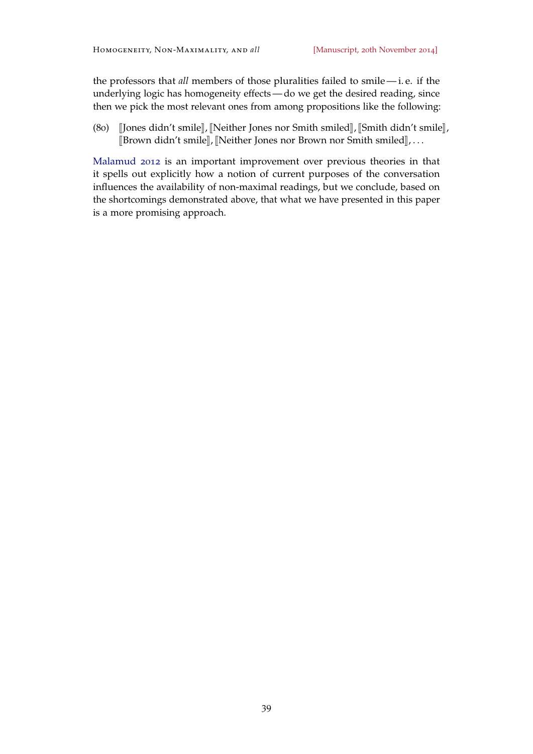the professors that *all* members of those pluralities failed to smile — i. e. if the underlying logic has homogeneity effects — do we get the desired reading, since then we pick the most relevant ones from among propositions like the following:

(80) ⟦Jones didn't smile⟧, ⟦Neither Jones nor Smith smiled⟧, ⟦Smith didn't smile⟧, ⟦Brown didn't smile⟧, ⟦Neither Jones nor Brown nor Smith smiled⟧, . . .

Malamud 2012 is an important improvement over previous theories in that it spells out explicitly how a notion of current purposes of the conversation influences the availability of non-maximal readings, but we conclude, based on the shortcomings demonstrated above, that what we have presented in this paper is a more promising approach.